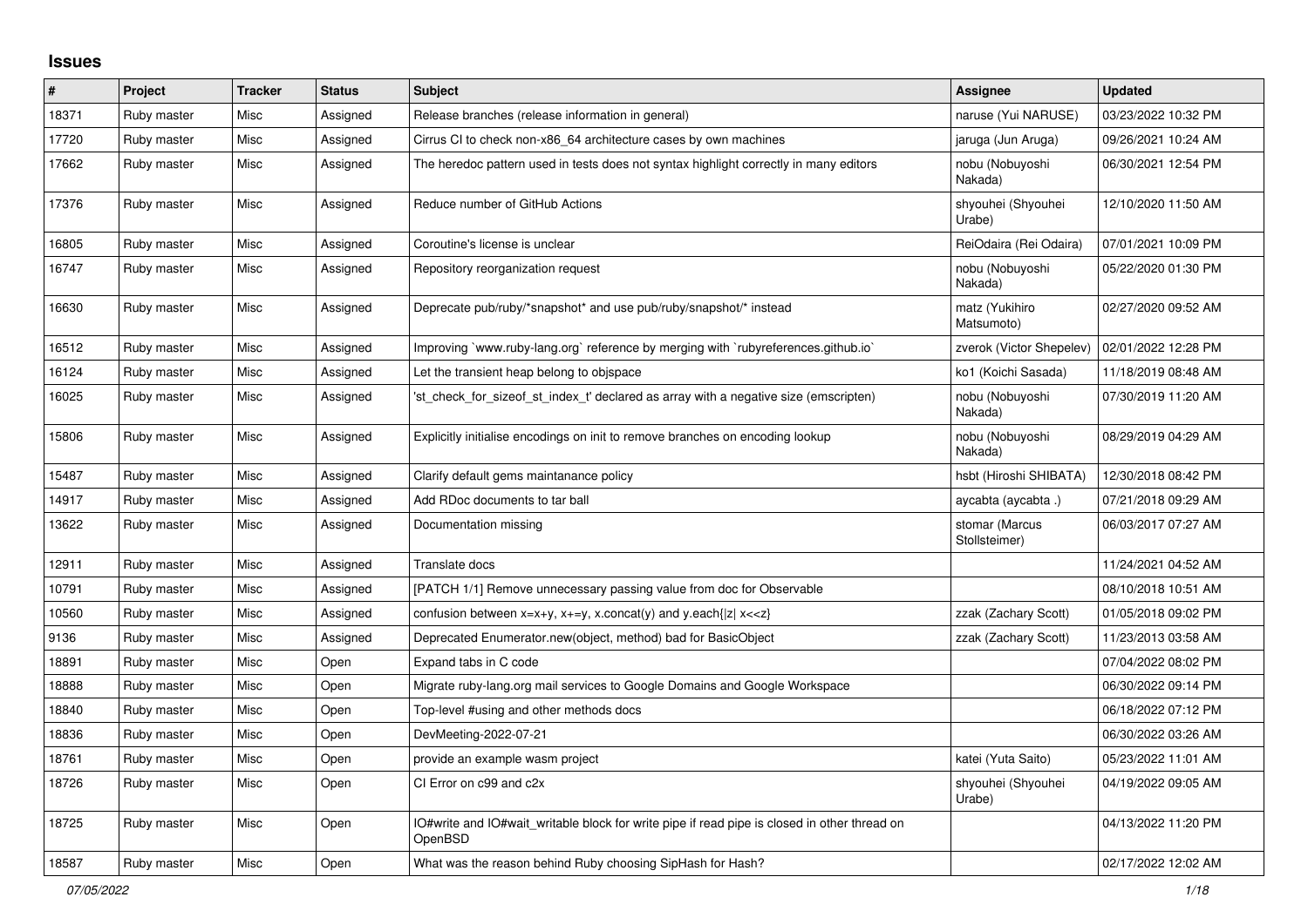## Issues

| # | Project | Tracker | Status | Subject | Assignee | Updated |
|---|---|---|---|---|---|---|
| 18371 | Ruby master | Misc | Assigned | Release branches (release information in general) | naruse (Yui NARUSE) | 03/23/2022 10:32 PM |
| 17720 | Ruby master | Misc | Assigned | Cirrus CI to check non-x86_64 architecture cases by own machines | jaruga (Jun Aruga) | 09/26/2021 10:24 AM |
| 17662 | Ruby master | Misc | Assigned | The heredoc pattern used in tests does not syntax highlight correctly in many editors | nobu (Nobuyoshi Nakada) | 06/30/2021 12:54 PM |
| 17376 | Ruby master | Misc | Assigned | Reduce number of GitHub Actions | shyouhei (Shyouhei Urabe) | 12/10/2020 11:50 AM |
| 16805 | Ruby master | Misc | Assigned | Coroutine's license is unclear | ReiOdaira (Rei Odaira) | 07/01/2021 10:09 PM |
| 16747 | Ruby master | Misc | Assigned | Repository reorganization request | nobu (Nobuyoshi Nakada) | 05/22/2020 01:30 PM |
| 16630 | Ruby master | Misc | Assigned | Deprecate pub/ruby/*snapshot* and use pub/ruby/snapshot/* instead | matz (Yukihiro Matsumoto) | 02/27/2020 09:52 AM |
| 16512 | Ruby master | Misc | Assigned | Improving `www.ruby-lang.org` reference by merging with `rubyreferences.github.io` | zverok (Victor Shepelev) | 02/01/2022 12:28 PM |
| 16124 | Ruby master | Misc | Assigned | Let the transient heap belong to objspace | ko1 (Koichi Sasada) | 11/18/2019 08:48 AM |
| 16025 | Ruby master | Misc | Assigned | 'st_check_for_sizeof_st_index_t' declared as array with a negative size (emscripten) | nobu (Nobuyoshi Nakada) | 07/30/2019 11:20 AM |
| 15806 | Ruby master | Misc | Assigned | Explicitly initialise encodings on init to remove branches on encoding lookup | nobu (Nobuyoshi Nakada) | 08/29/2019 04:29 AM |
| 15487 | Ruby master | Misc | Assigned | Clarify default gems maintanance policy | hsbt (Hiroshi SHIBATA) | 12/30/2018 08:42 PM |
| 14917 | Ruby master | Misc | Assigned | Add RDoc documents to tar ball | aycabta (aycabta .) | 07/21/2018 09:29 AM |
| 13622 | Ruby master | Misc | Assigned | Documentation missing | stomar (Marcus Stollsteimer) | 06/03/2017 07:27 AM |
| 12911 | Ruby master | Misc | Assigned | Translate docs | | 11/24/2021 04:52 AM |
| 10791 | Ruby master | Misc | Assigned | [PATCH 1/1] Remove unnecessary passing value from doc for Observable | | 08/10/2018 10:51 AM |
| 10560 | Ruby master | Misc | Assigned | confusion between x=x+y, x+=y, x.concat(y) and y.each{\|z\| x<<z} | zzak (Zachary Scott) | 01/05/2018 09:02 PM |
| 9136 | Ruby master | Misc | Assigned | Deprecated Enumerator.new(object, method) bad for BasicObject | zzak (Zachary Scott) | 11/23/2013 03:58 AM |
| 18891 | Ruby master | Misc | Open | Expand tabs in C code | | 07/04/2022 08:02 PM |
| 18888 | Ruby master | Misc | Open | Migrate ruby-lang.org mail services to Google Domains and Google Workspace | | 06/30/2022 09:14 PM |
| 18840 | Ruby master | Misc | Open | Top-level #using and other methods docs | | 06/18/2022 07:12 PM |
| 18836 | Ruby master | Misc | Open | DevMeeting-2022-07-21 | | 06/30/2022 03:26 AM |
| 18761 | Ruby master | Misc | Open | provide an example wasm project | katei (Yuta Saito) | 05/23/2022 11:01 AM |
| 18726 | Ruby master | Misc | Open | CI Error on c99 and c2x | shyouhei (Shyouhei Urabe) | 04/19/2022 09:05 AM |
| 18725 | Ruby master | Misc | Open | IO#write and IO#wait_writable block for write pipe if read pipe is closed in other thread on OpenBSD | | 04/13/2022 11:20 PM |
| 18587 | Ruby master | Misc | Open | What was the reason behind Ruby choosing SipHash for Hash? | | 02/17/2022 12:02 AM |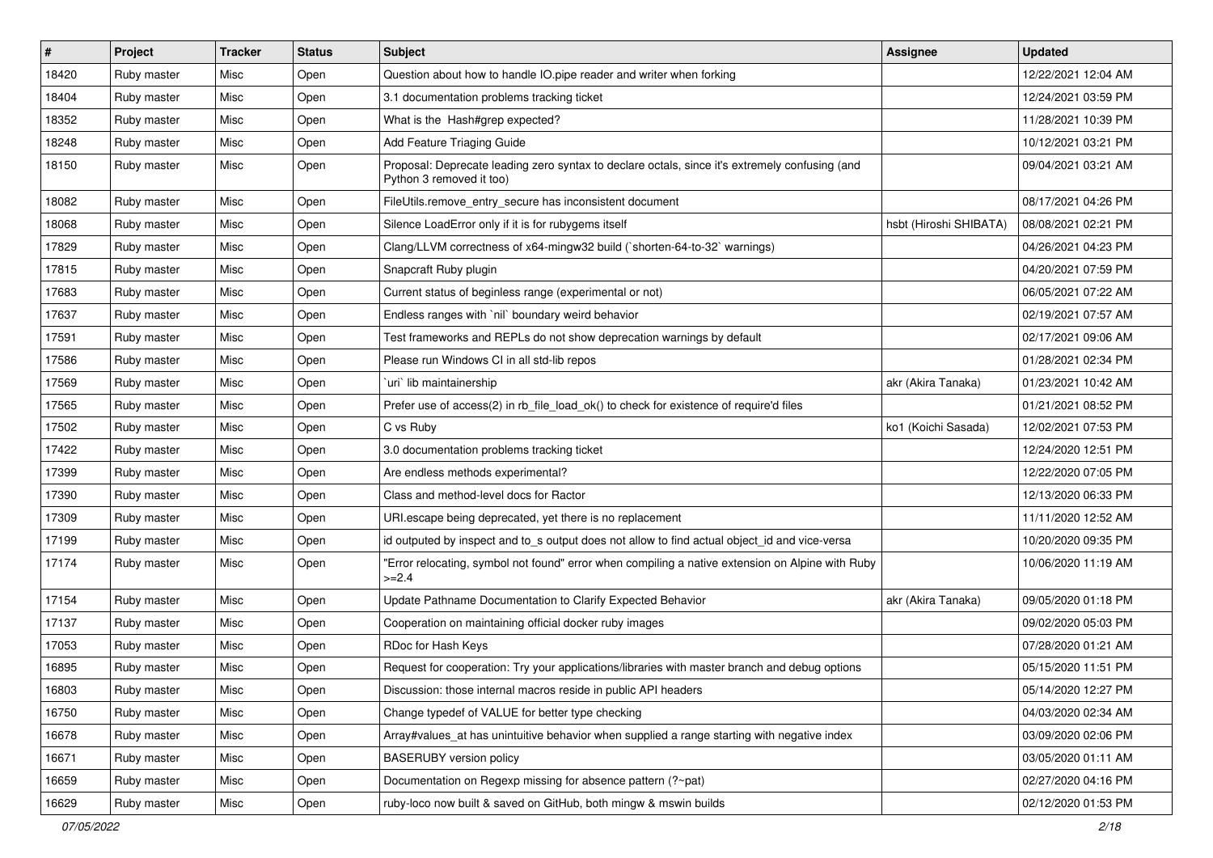| # | Project | Tracker | Status | Subject | Assignee | Updated |
|---|---|---|---|---|---|---|
| 18420 | Ruby master | Misc | Open | Question about how to handle IO.pipe reader and writer when forking | | 12/22/2021 12:04 AM |
| 18404 | Ruby master | Misc | Open | 3.1 documentation problems tracking ticket | | 12/24/2021 03:59 PM |
| 18352 | Ruby master | Misc | Open | What is the Hash#grep expected? | | 11/28/2021 10:39 PM |
| 18248 | Ruby master | Misc | Open | Add Feature Triaging Guide | | 10/12/2021 03:21 PM |
| 18150 | Ruby master | Misc | Open | Proposal: Deprecate leading zero syntax to declare octals, since it's extremely confusing (and Python 3 removed it too) | | 09/04/2021 03:21 AM |
| 18082 | Ruby master | Misc | Open | FileUtils.remove_entry_secure has inconsistent document | | 08/17/2021 04:26 PM |
| 18068 | Ruby master | Misc | Open | Silence LoadError only if it is for rubygems itself | hsbt (Hiroshi SHIBATA) | 08/08/2021 02:21 PM |
| 17829 | Ruby master | Misc | Open | Clang/LLVM correctness of x64-mingw32 build (`shorten-64-to-32` warnings) | | 04/26/2021 04:23 PM |
| 17815 | Ruby master | Misc | Open | Snapcraft Ruby plugin | | 04/20/2021 07:59 PM |
| 17683 | Ruby master | Misc | Open | Current status of beginless range (experimental or not) | | 06/05/2021 07:22 AM |
| 17637 | Ruby master | Misc | Open | Endless ranges with `nil` boundary weird behavior | | 02/19/2021 07:57 AM |
| 17591 | Ruby master | Misc | Open | Test frameworks and REPLs do not show deprecation warnings by default | | 02/17/2021 09:06 AM |
| 17586 | Ruby master | Misc | Open | Please run Windows CI in all std-lib repos | | 01/28/2021 02:34 PM |
| 17569 | Ruby master | Misc | Open | `uri` lib maintainership | akr (Akira Tanaka) | 01/23/2021 10:42 AM |
| 17565 | Ruby master | Misc | Open | Prefer use of access(2) in rb_file_load_ok() to check for existence of require'd files | | 01/21/2021 08:52 PM |
| 17502 | Ruby master | Misc | Open | C vs Ruby | ko1 (Koichi Sasada) | 12/02/2021 07:53 PM |
| 17422 | Ruby master | Misc | Open | 3.0 documentation problems tracking ticket | | 12/24/2020 12:51 PM |
| 17399 | Ruby master | Misc | Open | Are endless methods experimental? | | 12/22/2020 07:05 PM |
| 17390 | Ruby master | Misc | Open | Class and method-level docs for Ractor | | 12/13/2020 06:33 PM |
| 17309 | Ruby master | Misc | Open | URI.escape being deprecated, yet there is no replacement | | 11/11/2020 12:52 AM |
| 17199 | Ruby master | Misc | Open | id outputed by inspect and to_s output does not allow to find actual object_id and vice-versa | | 10/20/2020 09:35 PM |
| 17174 | Ruby master | Misc | Open | "Error relocating, symbol not found" error when compiling a native extension on Alpine with Ruby >=2.4 | | 10/06/2020 11:19 AM |
| 17154 | Ruby master | Misc | Open | Update Pathname Documentation to Clarify Expected Behavior | akr (Akira Tanaka) | 09/05/2020 01:18 PM |
| 17137 | Ruby master | Misc | Open | Cooperation on maintaining official docker ruby images | | 09/02/2020 05:03 PM |
| 17053 | Ruby master | Misc | Open | RDoc for Hash Keys | | 07/28/2020 01:21 AM |
| 16895 | Ruby master | Misc | Open | Request for cooperation: Try your applications/libraries with master branch and debug options | | 05/15/2020 11:51 PM |
| 16803 | Ruby master | Misc | Open | Discussion: those internal macros reside in public API headers | | 05/14/2020 12:27 PM |
| 16750 | Ruby master | Misc | Open | Change typedef of VALUE for better type checking | | 04/03/2020 02:34 AM |
| 16678 | Ruby master | Misc | Open | Array#values_at has unintuitive behavior when supplied a range starting with negative index | | 03/09/2020 02:06 PM |
| 16671 | Ruby master | Misc | Open | BASERUBY version policy | | 03/05/2020 01:11 AM |
| 16659 | Ruby master | Misc | Open | Documentation on Regexp missing for absence pattern (?~pat) | | 02/27/2020 04:16 PM |
| 16629 | Ruby master | Misc | Open | ruby-loco now built & saved on GitHub, both mingw & mswin builds | | 02/12/2020 01:53 PM |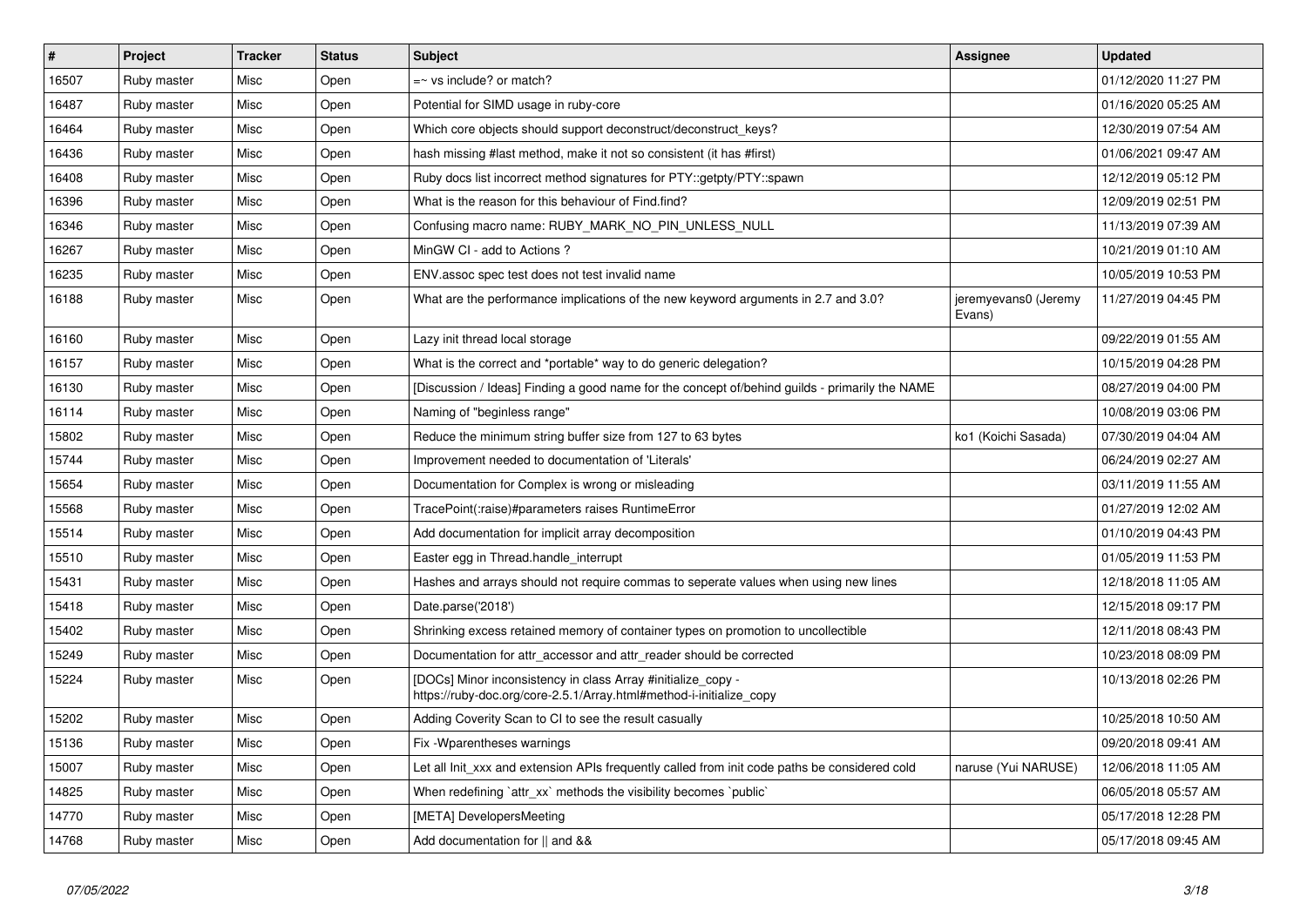| # | Project | Tracker | Status | Subject | Assignee | Updated |
|---|---|---|---|---|---|---|
| 16507 | Ruby master | Misc | Open | =~ vs include? or match? | | 01/12/2020 11:27 PM |
| 16487 | Ruby master | Misc | Open | Potential for SIMD usage in ruby-core | | 01/16/2020 05:25 AM |
| 16464 | Ruby master | Misc | Open | Which core objects should support deconstruct/deconstruct_keys? | | 12/30/2019 07:54 AM |
| 16436 | Ruby master | Misc | Open | hash missing #last method, make it not so consistent (it has #first) | | 01/06/2021 09:47 AM |
| 16408 | Ruby master | Misc | Open | Ruby docs list incorrect method signatures for PTY::getpty/PTY::spawn | | 12/12/2019 05:12 PM |
| 16396 | Ruby master | Misc | Open | What is the reason for this behaviour of Find.find? | | 12/09/2019 02:51 PM |
| 16346 | Ruby master | Misc | Open | Confusing macro name: RUBY_MARK_NO_PIN_UNLESS_NULL | | 11/13/2019 07:39 AM |
| 16267 | Ruby master | Misc | Open | MinGW CI - add to Actions ? | | 10/21/2019 01:10 AM |
| 16235 | Ruby master | Misc | Open | ENV.assoc spec test does not test invalid name | | 10/05/2019 10:53 PM |
| 16188 | Ruby master | Misc | Open | What are the performance implications of the new keyword arguments in 2.7 and 3.0? | jeremyevans0 (Jeremy Evans) | 11/27/2019 04:45 PM |
| 16160 | Ruby master | Misc | Open | Lazy init thread local storage | | 09/22/2019 01:55 AM |
| 16157 | Ruby master | Misc | Open | What is the correct and *portable* way to do generic delegation? | | 10/15/2019 04:28 PM |
| 16130 | Ruby master | Misc | Open | [Discussion / Ideas] Finding a good name for the concept of/behind guilds - primarily the NAME | | 08/27/2019 04:00 PM |
| 16114 | Ruby master | Misc | Open | Naming of "beginless range" | | 10/08/2019 03:06 PM |
| 15802 | Ruby master | Misc | Open | Reduce the minimum string buffer size from 127 to 63 bytes | ko1 (Koichi Sasada) | 07/30/2019 04:04 AM |
| 15744 | Ruby master | Misc | Open | Improvement needed to documentation of 'Literals' | | 06/24/2019 02:27 AM |
| 15654 | Ruby master | Misc | Open | Documentation for Complex is wrong or misleading | | 03/11/2019 11:55 AM |
| 15568 | Ruby master | Misc | Open | TracePoint(:raise)#parameters raises RuntimeError | | 01/27/2019 12:02 AM |
| 15514 | Ruby master | Misc | Open | Add documentation for implicit array decomposition | | 01/10/2019 04:43 PM |
| 15510 | Ruby master | Misc | Open | Easter egg in Thread.handle_interrupt | | 01/05/2019 11:53 PM |
| 15431 | Ruby master | Misc | Open | Hashes and arrays should not require commas to seperate values when using new lines | | 12/18/2018 11:05 AM |
| 15418 | Ruby master | Misc | Open | Date.parse('2018') | | 12/15/2018 09:17 PM |
| 15402 | Ruby master | Misc | Open | Shrinking excess retained memory of container types on promotion to uncollectible | | 12/11/2018 08:43 PM |
| 15249 | Ruby master | Misc | Open | Documentation for attr_accessor and attr_reader should be corrected | | 10/23/2018 08:09 PM |
| 15224 | Ruby master | Misc | Open | [DOCs] Minor inconsistency in class Array #initialize_copy - https://ruby-doc.org/core-2.5.1/Array.html#method-i-initialize_copy | | 10/13/2018 02:26 PM |
| 15202 | Ruby master | Misc | Open | Adding Coverity Scan to CI to see the result casually | | 10/25/2018 10:50 AM |
| 15136 | Ruby master | Misc | Open | Fix -Wparentheses warnings | | 09/20/2018 09:41 AM |
| 15007 | Ruby master | Misc | Open | Let all Init_xxx and extension APIs frequently called from init code paths be considered cold | naruse (Yui NARUSE) | 12/06/2018 11:05 AM |
| 14825 | Ruby master | Misc | Open | When redefining `attr_xx` methods the visibility becomes `public` | | 06/05/2018 05:57 AM |
| 14770 | Ruby master | Misc | Open | [META] DevelopersMeeting | | 05/17/2018 12:28 PM |
| 14768 | Ruby master | Misc | Open | Add documentation for \|\| and && | | 05/17/2018 09:45 AM |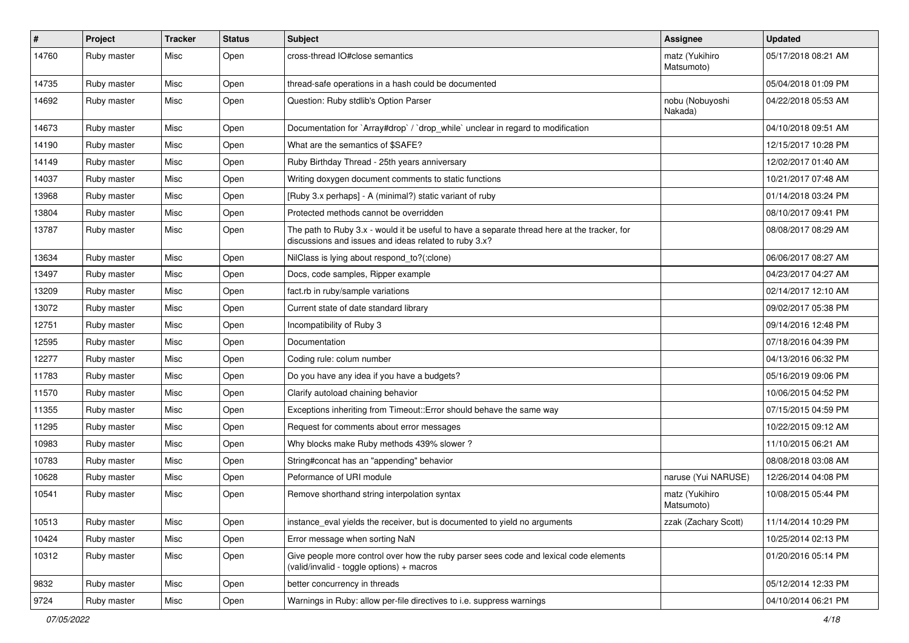| # | Project | Tracker | Status | Subject | Assignee | Updated |
|---|---|---|---|---|---|---|
| 14760 | Ruby master | Misc | Open | cross-thread IO#close semantics | matz (Yukihiro Matsumoto) | 05/17/2018 08:21 AM |
| 14735 | Ruby master | Misc | Open | thread-safe operations in a hash could be documented | | 05/04/2018 01:09 PM |
| 14692 | Ruby master | Misc | Open | Question: Ruby stdlib's Option Parser | nobu (Nobuyoshi Nakada) | 04/22/2018 05:53 AM |
| 14673 | Ruby master | Misc | Open | Documentation for `Array#drop` / `drop_while` unclear in regard to modification | | 04/10/2018 09:51 AM |
| 14190 | Ruby master | Misc | Open | What are the semantics of $SAFE? | | 12/15/2017 10:28 PM |
| 14149 | Ruby master | Misc | Open | Ruby Birthday Thread - 25th years anniversary | | 12/02/2017 01:40 AM |
| 14037 | Ruby master | Misc | Open | Writing doxygen document comments to static functions | | 10/21/2017 07:48 AM |
| 13968 | Ruby master | Misc | Open | [Ruby 3.x perhaps] - A (minimal?) static variant of ruby | | 01/14/2018 03:24 PM |
| 13804 | Ruby master | Misc | Open | Protected methods cannot be overridden | | 08/10/2017 09:41 PM |
| 13787 | Ruby master | Misc | Open | The path to Ruby 3.x - would it be useful to have a separate thread here at the tracker, for discussions and issues and ideas related to ruby 3.x? | | 08/08/2017 08:29 AM |
| 13634 | Ruby master | Misc | Open | NilClass is lying about respond_to?(:clone) | | 06/06/2017 08:27 AM |
| 13497 | Ruby master | Misc | Open | Docs, code samples, Ripper example | | 04/23/2017 04:27 AM |
| 13209 | Ruby master | Misc | Open | fact.rb in ruby/sample variations | | 02/14/2017 12:10 AM |
| 13072 | Ruby master | Misc | Open | Current state of date standard library | | 09/02/2017 05:38 PM |
| 12751 | Ruby master | Misc | Open | Incompatibility of Ruby 3 | | 09/14/2016 12:48 PM |
| 12595 | Ruby master | Misc | Open | Documentation | | 07/18/2016 04:39 PM |
| 12277 | Ruby master | Misc | Open | Coding rule: colum number | | 04/13/2016 06:32 PM |
| 11783 | Ruby master | Misc | Open | Do you have any idea if you have a budgets? | | 05/16/2019 09:06 PM |
| 11570 | Ruby master | Misc | Open | Clarify autoload chaining behavior | | 10/06/2015 04:52 PM |
| 11355 | Ruby master | Misc | Open | Exceptions inheriting from Timeout::Error should behave the same way | | 07/15/2015 04:59 PM |
| 11295 | Ruby master | Misc | Open | Request for comments about error messages | | 10/22/2015 09:12 AM |
| 10983 | Ruby master | Misc | Open | Why blocks make Ruby methods 439% slower ? | | 11/10/2015 06:21 AM |
| 10783 | Ruby master | Misc | Open | String#concat has an "appending" behavior | | 08/08/2018 03:08 AM |
| 10628 | Ruby master | Misc | Open | Peformance of URI module | naruse (Yui NARUSE) | 12/26/2014 04:08 PM |
| 10541 | Ruby master | Misc | Open | Remove shorthand string interpolation syntax | matz (Yukihiro Matsumoto) | 10/08/2015 05:44 PM |
| 10513 | Ruby master | Misc | Open | instance_eval yields the receiver, but is documented to yield no arguments | zzak (Zachary Scott) | 11/14/2014 10:29 PM |
| 10424 | Ruby master | Misc | Open | Error message when sorting NaN | | 10/25/2014 02:13 PM |
| 10312 | Ruby master | Misc | Open | Give people more control over how the ruby parser sees code and lexical code elements (valid/invalid - toggle options) + macros | | 01/20/2016 05:14 PM |
| 9832 | Ruby master | Misc | Open | better concurrency in threads | | 05/12/2014 12:33 PM |
| 9724 | Ruby master | Misc | Open | Warnings in Ruby: allow per-file directives to i.e. suppress warnings | | 04/10/2014 06:21 PM |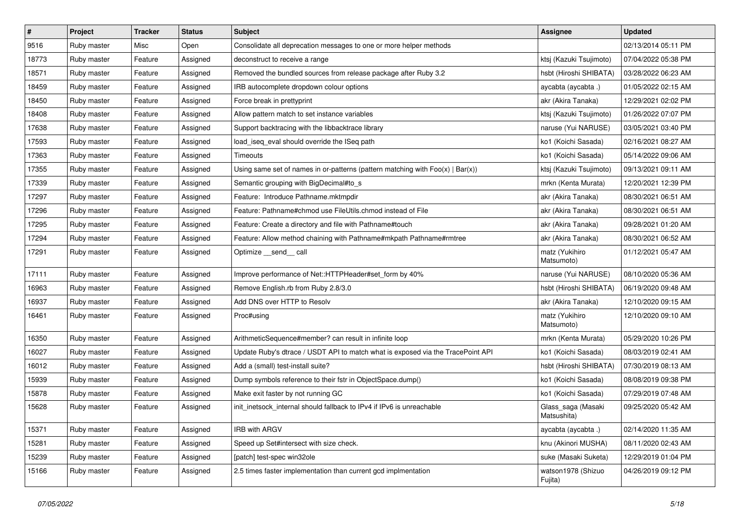| # | Project | Tracker | Status | Subject | Assignee | Updated |
|---|---|---|---|---|---|---|
| 9516 | Ruby master | Misc | Open | Consolidate all deprecation messages to one or more helper methods | | 02/13/2014 05:11 PM |
| 18773 | Ruby master | Feature | Assigned | deconstruct to receive a range | ktsj (Kazuki Tsujimoto) | 07/04/2022 05:38 PM |
| 18571 | Ruby master | Feature | Assigned | Removed the bundled sources from release package after Ruby 3.2 | hsbt (Hiroshi SHIBATA) | 03/28/2022 06:23 AM |
| 18459 | Ruby master | Feature | Assigned | IRB autocomplete dropdown colour options | aycabta (aycabta .) | 01/05/2022 02:15 AM |
| 18450 | Ruby master | Feature | Assigned | Force break in prettyprint | akr (Akira Tanaka) | 12/29/2021 02:02 PM |
| 18408 | Ruby master | Feature | Assigned | Allow pattern match to set instance variables | ktsj (Kazuki Tsujimoto) | 01/26/2022 07:07 PM |
| 17638 | Ruby master | Feature | Assigned | Support backtracing with the libbacktrace library | naruse (Yui NARUSE) | 03/05/2021 03:40 PM |
| 17593 | Ruby master | Feature | Assigned | load_iseq_eval should override the ISeq path | ko1 (Koichi Sasada) | 02/16/2021 08:27 AM |
| 17363 | Ruby master | Feature | Assigned | Timeouts | ko1 (Koichi Sasada) | 05/14/2022 09:06 AM |
| 17355 | Ruby master | Feature | Assigned | Using same set of names in or-patterns (pattern matching with Foo(x) \| Bar(x)) | ktsj (Kazuki Tsujimoto) | 09/13/2021 09:11 AM |
| 17339 | Ruby master | Feature | Assigned | Semantic grouping with BigDecimal#to_s | mrkn (Kenta Murata) | 12/20/2021 12:39 PM |
| 17297 | Ruby master | Feature | Assigned | Feature: Introduce Pathname.mktmpdir | akr (Akira Tanaka) | 08/30/2021 06:51 AM |
| 17296 | Ruby master | Feature | Assigned | Feature: Pathname#chmod use FileUtils.chmod instead of File | akr (Akira Tanaka) | 08/30/2021 06:51 AM |
| 17295 | Ruby master | Feature | Assigned | Feature: Create a directory and file with Pathname#touch | akr (Akira Tanaka) | 09/28/2021 01:20 AM |
| 17294 | Ruby master | Feature | Assigned | Feature: Allow method chaining with Pathname#mkpath Pathname#rmtree | akr (Akira Tanaka) | 08/30/2021 06:52 AM |
| 17291 | Ruby master | Feature | Assigned | Optimize __send__ call | matz (Yukihiro Matsumoto) | 01/12/2021 05:47 AM |
| 17111 | Ruby master | Feature | Assigned | Improve performance of Net::HTTPHeader#set_form by 40% | naruse (Yui NARUSE) | 08/10/2020 05:36 AM |
| 16963 | Ruby master | Feature | Assigned | Remove English.rb from Ruby 2.8/3.0 | hsbt (Hiroshi SHIBATA) | 06/19/2020 09:48 AM |
| 16937 | Ruby master | Feature | Assigned | Add DNS over HTTP to Resolv | akr (Akira Tanaka) | 12/10/2020 09:15 AM |
| 16461 | Ruby master | Feature | Assigned | Proc#using | matz (Yukihiro Matsumoto) | 12/10/2020 09:10 AM |
| 16350 | Ruby master | Feature | Assigned | ArithmeticSequence#member? can result in infinite loop | mrkn (Kenta Murata) | 05/29/2020 10:26 PM |
| 16027 | Ruby master | Feature | Assigned | Update Ruby's dtrace / USDT API to match what is exposed via the TracePoint API | ko1 (Koichi Sasada) | 08/03/2019 02:41 AM |
| 16012 | Ruby master | Feature | Assigned | Add a (small) test-install suite? | hsbt (Hiroshi SHIBATA) | 07/30/2019 08:13 AM |
| 15939 | Ruby master | Feature | Assigned | Dump symbols reference to their fstr in ObjectSpace.dump() | ko1 (Koichi Sasada) | 08/08/2019 09:38 PM |
| 15878 | Ruby master | Feature | Assigned | Make exit faster by not running GC | ko1 (Koichi Sasada) | 07/29/2019 07:48 AM |
| 15628 | Ruby master | Feature | Assigned | init_inetsock_internal should fallback to IPv4 if IPv6 is unreachable | Glass_saga (Masaki Matsushita) | 09/25/2020 05:42 AM |
| 15371 | Ruby master | Feature | Assigned | IRB with ARGV | aycabta (aycabta .) | 02/14/2020 11:35 AM |
| 15281 | Ruby master | Feature | Assigned | Speed up Set#intersect with size check. | knu (Akinori MUSHA) | 08/11/2020 02:43 AM |
| 15239 | Ruby master | Feature | Assigned | [patch] test-spec win32ole | suke (Masaki Suketa) | 12/29/2019 01:04 PM |
| 15166 | Ruby master | Feature | Assigned | 2.5 times faster implementation than current gcd implmentation | watson1978 (Shizuo Fujita) | 04/26/2019 09:12 PM |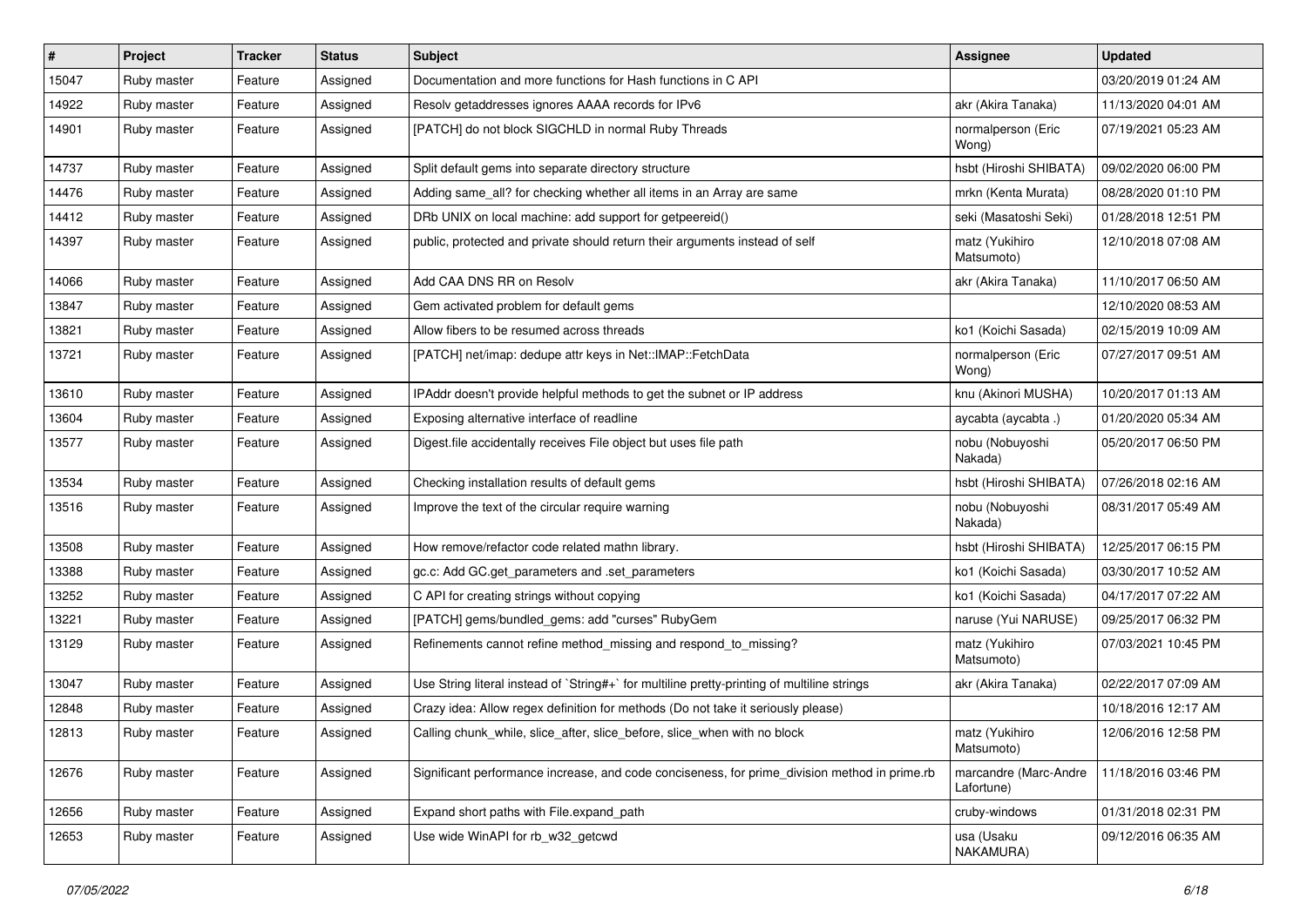| # | Project | Tracker | Status | Subject | Assignee | Updated |
|---|---|---|---|---|---|---|
| 15047 | Ruby master | Feature | Assigned | Documentation and more functions for Hash functions in C API | | 03/20/2019 01:24 AM |
| 14922 | Ruby master | Feature | Assigned | Resolv getaddresses ignores AAAA records for IPv6 | akr (Akira Tanaka) | 11/13/2020 04:01 AM |
| 14901 | Ruby master | Feature | Assigned | [PATCH] do not block SIGCHLD in normal Ruby Threads | normalperson (Eric Wong) | 07/19/2021 05:23 AM |
| 14737 | Ruby master | Feature | Assigned | Split default gems into separate directory structure | hsbt (Hiroshi SHIBATA) | 09/02/2020 06:00 PM |
| 14476 | Ruby master | Feature | Assigned | Adding same_all? for checking whether all items in an Array are same | mrkn (Kenta Murata) | 08/28/2020 01:10 PM |
| 14412 | Ruby master | Feature | Assigned | DRb UNIX on local machine: add support for getpeereid() | seki (Masatoshi Seki) | 01/28/2018 12:51 PM |
| 14397 | Ruby master | Feature | Assigned | public, protected and private should return their arguments instead of self | matz (Yukihiro Matsumoto) | 12/10/2018 07:08 AM |
| 14066 | Ruby master | Feature | Assigned | Add CAA DNS RR on Resolv | akr (Akira Tanaka) | 11/10/2017 06:50 AM |
| 13847 | Ruby master | Feature | Assigned | Gem activated problem for default gems | | 12/10/2020 08:53 AM |
| 13821 | Ruby master | Feature | Assigned | Allow fibers to be resumed across threads | ko1 (Koichi Sasada) | 02/15/2019 10:09 AM |
| 13721 | Ruby master | Feature | Assigned | [PATCH] net/imap: dedupe attr keys in Net::IMAP::FetchData | normalperson (Eric Wong) | 07/27/2017 09:51 AM |
| 13610 | Ruby master | Feature | Assigned | IPAddr doesn't provide helpful methods to get the subnet or IP address | knu (Akinori MUSHA) | 10/20/2017 01:13 AM |
| 13604 | Ruby master | Feature | Assigned | Exposing alternative interface of readline | aycabta (aycabta .) | 01/20/2020 05:34 AM |
| 13577 | Ruby master | Feature | Assigned | Digest.file accidentally receives File object but uses file path | nobu (Nobuyoshi Nakada) | 05/20/2017 06:50 PM |
| 13534 | Ruby master | Feature | Assigned | Checking installation results of default gems | hsbt (Hiroshi SHIBATA) | 07/26/2018 02:16 AM |
| 13516 | Ruby master | Feature | Assigned | Improve the text of the circular require warning | nobu (Nobuyoshi Nakada) | 08/31/2017 05:49 AM |
| 13508 | Ruby master | Feature | Assigned | How remove/refactor code related mathn library. | hsbt (Hiroshi SHIBATA) | 12/25/2017 06:15 PM |
| 13388 | Ruby master | Feature | Assigned | gc.c: Add GC.get_parameters and .set_parameters | ko1 (Koichi Sasada) | 03/30/2017 10:52 AM |
| 13252 | Ruby master | Feature | Assigned | C API for creating strings without copying | ko1 (Koichi Sasada) | 04/17/2017 07:22 AM |
| 13221 | Ruby master | Feature | Assigned | [PATCH] gems/bundled_gems: add "curses" RubyGem | naruse (Yui NARUSE) | 09/25/2017 06:32 PM |
| 13129 | Ruby master | Feature | Assigned | Refinements cannot refine method_missing and respond_to_missing? | matz (Yukihiro Matsumoto) | 07/03/2021 10:45 PM |
| 13047 | Ruby master | Feature | Assigned | Use String literal instead of `String#+` for multiline pretty-printing of multiline strings | akr (Akira Tanaka) | 02/22/2017 07:09 AM |
| 12848 | Ruby master | Feature | Assigned | Crazy idea: Allow regex definition for methods (Do not take it seriously please) | | 10/18/2016 12:17 AM |
| 12813 | Ruby master | Feature | Assigned | Calling chunk_while, slice_after, slice_before, slice_when with no block | matz (Yukihiro Matsumoto) | 12/06/2016 12:58 PM |
| 12676 | Ruby master | Feature | Assigned | Significant performance increase, and code conciseness, for prime_division method in prime.rb | marcandre (Marc-Andre Lafortune) | 11/18/2016 03:46 PM |
| 12656 | Ruby master | Feature | Assigned | Expand short paths with File.expand_path | cruby-windows | 01/31/2018 02:31 PM |
| 12653 | Ruby master | Feature | Assigned | Use wide WinAPI for rb_w32_getcwd | usa (Usaku NAKAMURA) | 09/12/2016 06:35 AM |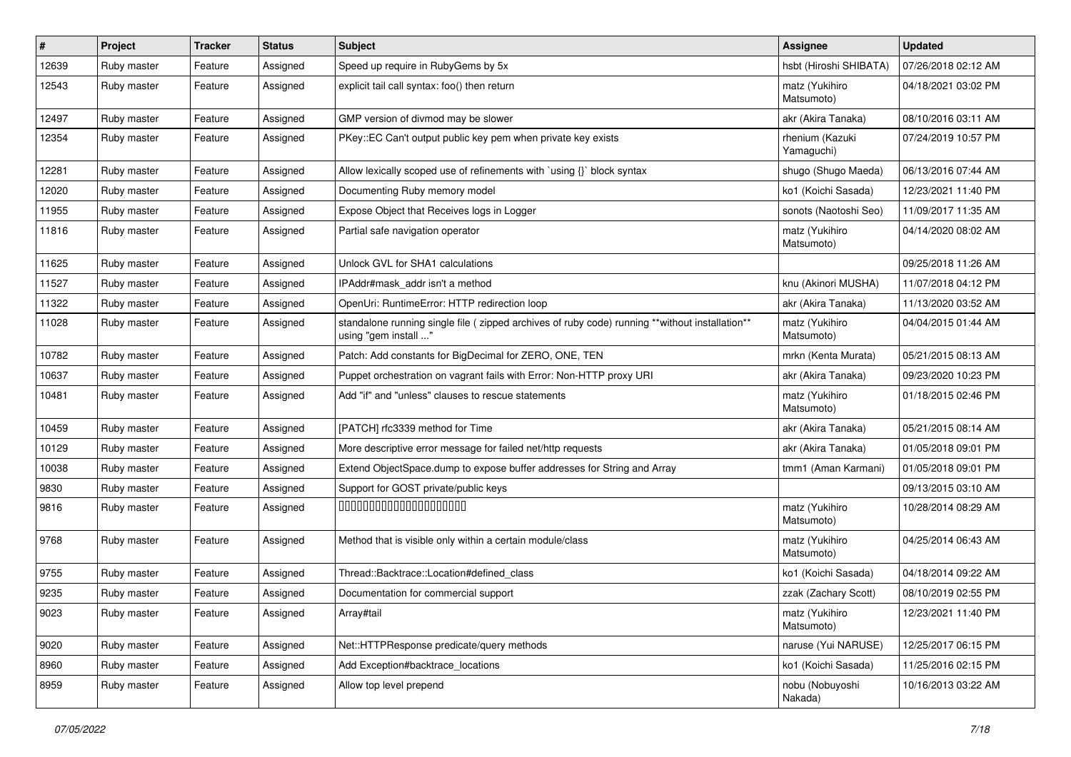| # | Project | Tracker | Status | Subject | Assignee | Updated |
|---|---|---|---|---|---|---|
| 12639 | Ruby master | Feature | Assigned | Speed up require in RubyGems by 5x | hsbt (Hiroshi SHIBATA) | 07/26/2018 02:12 AM |
| 12543 | Ruby master | Feature | Assigned | explicit tail call syntax: foo() then return | matz (Yukihiro Matsumoto) | 04/18/2021 03:02 PM |
| 12497 | Ruby master | Feature | Assigned | GMP version of divmod may be slower | akr (Akira Tanaka) | 08/10/2016 03:11 AM |
| 12354 | Ruby master | Feature | Assigned | PKey::EC Can't output public key pem when private key exists | rhenium (Kazuki Yamaguchi) | 07/24/2019 10:57 PM |
| 12281 | Ruby master | Feature | Assigned | Allow lexically scoped use of refinements with `using {}` block syntax | shugo (Shugo Maeda) | 06/13/2016 07:44 AM |
| 12020 | Ruby master | Feature | Assigned | Documenting Ruby memory model | ko1 (Koichi Sasada) | 12/23/2021 11:40 PM |
| 11955 | Ruby master | Feature | Assigned | Expose Object that Receives logs in Logger | sonots (Naotoshi Seo) | 11/09/2017 11:35 AM |
| 11816 | Ruby master | Feature | Assigned | Partial safe navigation operator | matz (Yukihiro Matsumoto) | 04/14/2020 08:02 AM |
| 11625 | Ruby master | Feature | Assigned | Unlock GVL for SHA1 calculations | | 09/25/2018 11:26 AM |
| 11527 | Ruby master | Feature | Assigned | IPAddr#mask_addr isn't a method | knu (Akinori MUSHA) | 11/07/2018 04:12 PM |
| 11322 | Ruby master | Feature | Assigned | OpenUri: RuntimeError: HTTP redirection loop | akr (Akira Tanaka) | 11/13/2020 03:52 AM |
| 11028 | Ruby master | Feature | Assigned | standalone running single file ( zipped archives of ruby code) running **without installation** using "gem install ..." | matz (Yukihiro Matsumoto) | 04/04/2015 01:44 AM |
| 10782 | Ruby master | Feature | Assigned | Patch: Add constants for BigDecimal for ZERO, ONE, TEN | mrkn (Kenta Murata) | 05/21/2015 08:13 AM |
| 10637 | Ruby master | Feature | Assigned | Puppet orchestration on vagrant fails with Error: Non-HTTP proxy URI | akr (Akira Tanaka) | 09/23/2020 10:23 PM |
| 10481 | Ruby master | Feature | Assigned | Add "if" and "unless" clauses to rescue statements | matz (Yukihiro Matsumoto) | 01/18/2015 02:46 PM |
| 10459 | Ruby master | Feature | Assigned | [PATCH] rfc3339 method for Time | akr (Akira Tanaka) | 05/21/2015 08:14 AM |
| 10129 | Ruby master | Feature | Assigned | More descriptive error message for failed net/http requests | akr (Akira Tanaka) | 01/05/2018 09:01 PM |
| 10038 | Ruby master | Feature | Assigned | Extend ObjectSpace.dump to expose buffer addresses for String and Array | tmm1 (Aman Karmani) | 01/05/2018 09:01 PM |
| 9830 | Ruby master | Feature | Assigned | Support for GOST private/public keys | | 09/13/2015 03:10 AM |
| 9816 | Ruby master | Feature | Assigned | 00000000000000000000 | matz (Yukihiro Matsumoto) | 10/28/2014 08:29 AM |
| 9768 | Ruby master | Feature | Assigned | Method that is visible only within a certain module/class | matz (Yukihiro Matsumoto) | 04/25/2014 06:43 AM |
| 9755 | Ruby master | Feature | Assigned | Thread::Backtrace::Location#defined_class | ko1 (Koichi Sasada) | 04/18/2014 09:22 AM |
| 9235 | Ruby master | Feature | Assigned | Documentation for commercial support | zzak (Zachary Scott) | 08/10/2019 02:55 PM |
| 9023 | Ruby master | Feature | Assigned | Array#tail | matz (Yukihiro Matsumoto) | 12/23/2021 11:40 PM |
| 9020 | Ruby master | Feature | Assigned | Net::HTTPResponse predicate/query methods | naruse (Yui NARUSE) | 12/25/2017 06:15 PM |
| 8960 | Ruby master | Feature | Assigned | Add Exception#backtrace_locations | ko1 (Koichi Sasada) | 11/25/2016 02:15 PM |
| 8959 | Ruby master | Feature | Assigned | Allow top level prepend | nobu (Nobuyoshi Nakada) | 10/16/2013 03:22 AM |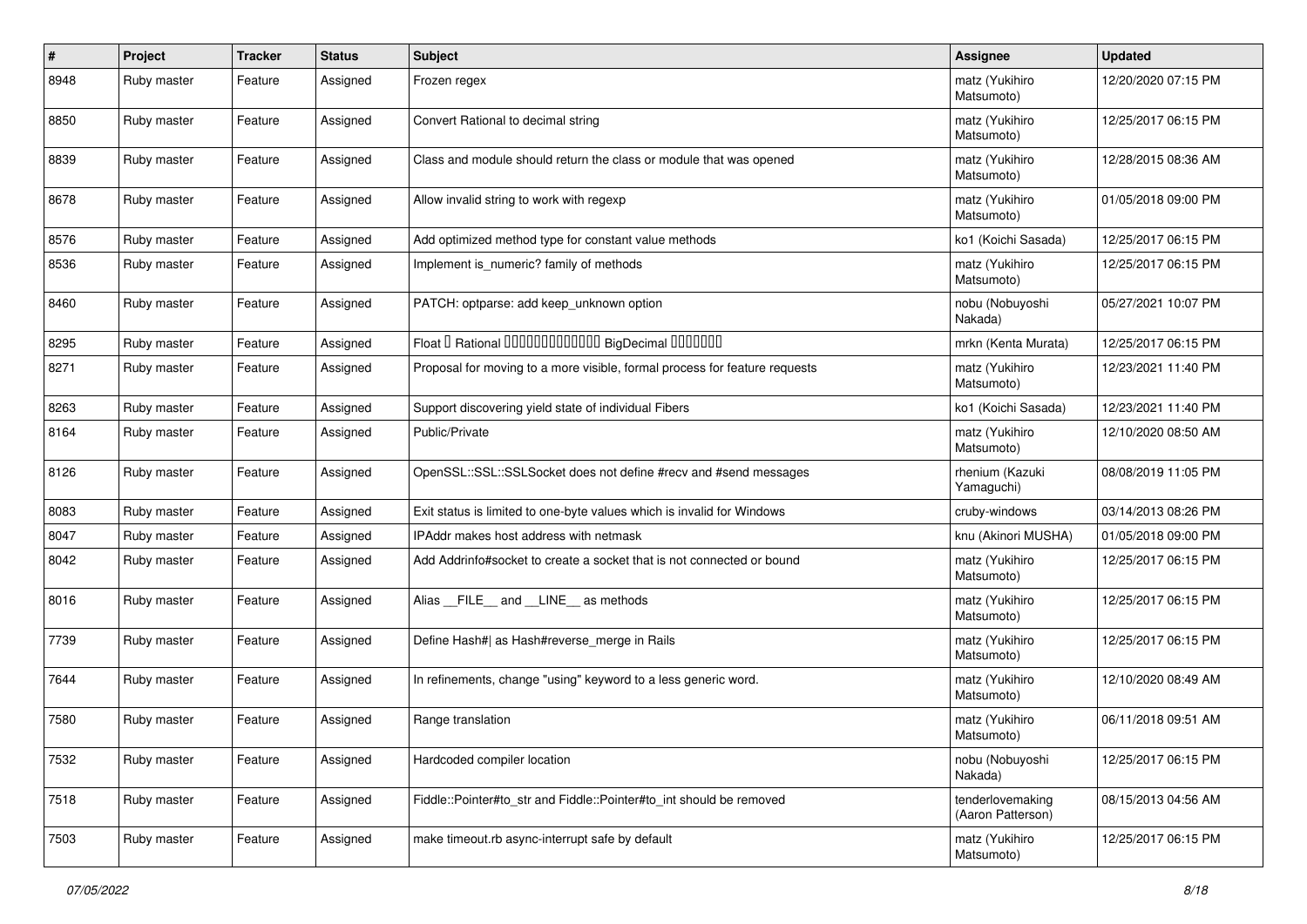| # | Project | Tracker | Status | Subject | Assignee | Updated |
|---|---|---|---|---|---|---|
| 8948 | Ruby master | Feature | Assigned | Frozen regex | matz (Yukihiro Matsumoto) | 12/20/2020 07:15 PM |
| 8850 | Ruby master | Feature | Assigned | Convert Rational to decimal string | matz (Yukihiro Matsumoto) | 12/25/2017 06:15 PM |
| 8839 | Ruby master | Feature | Assigned | Class and module should return the class or module that was opened | matz (Yukihiro Matsumoto) | 12/28/2015 08:36 AM |
| 8678 | Ruby master | Feature | Assigned | Allow invalid string to work with regexp | matz (Yukihiro Matsumoto) | 01/05/2018 09:00 PM |
| 8576 | Ruby master | Feature | Assigned | Add optimized method type for constant value methods | ko1 (Koichi Sasada) | 12/25/2017 06:15 PM |
| 8536 | Ruby master | Feature | Assigned | Implement is_numeric? family of methods | matz (Yukihiro Matsumoto) | 12/25/2017 06:15 PM |
| 8460 | Ruby master | Feature | Assigned | PATCH: optparse: add keep_unknown option | nobu (Nobuyoshi Nakada) | 05/27/2021 10:07 PM |
| 8295 | Ruby master | Feature | Assigned | Float □ Rational □□□□□□□□□□□□□ BigDecimal □□□□□□□ | mrkn (Kenta Murata) | 12/25/2017 06:15 PM |
| 8271 | Ruby master | Feature | Assigned | Proposal for moving to a more visible, formal process for feature requests | matz (Yukihiro Matsumoto) | 12/23/2021 11:40 PM |
| 8263 | Ruby master | Feature | Assigned | Support discovering yield state of individual Fibers | ko1 (Koichi Sasada) | 12/23/2021 11:40 PM |
| 8164 | Ruby master | Feature | Assigned | Public/Private | matz (Yukihiro Matsumoto) | 12/10/2020 08:50 AM |
| 8126 | Ruby master | Feature | Assigned | OpenSSL::SSL::SSLSocket does not define #recv and #send messages | rhenium (Kazuki Yamaguchi) | 08/08/2019 11:05 PM |
| 8083 | Ruby master | Feature | Assigned | Exit status is limited to one-byte values which is invalid for Windows | cruby-windows | 03/14/2013 08:26 PM |
| 8047 | Ruby master | Feature | Assigned | IPAddr makes host address with netmask | knu (Akinori MUSHA) | 01/05/2018 09:00 PM |
| 8042 | Ruby master | Feature | Assigned | Add Addrinfo#socket to create a socket that is not connected or bound | matz (Yukihiro Matsumoto) | 12/25/2017 06:15 PM |
| 8016 | Ruby master | Feature | Assigned | Alias __FILE__ and __LINE__ as methods | matz (Yukihiro Matsumoto) | 12/25/2017 06:15 PM |
| 7739 | Ruby master | Feature | Assigned | Define Hash#\| as Hash#reverse_merge in Rails | matz (Yukihiro Matsumoto) | 12/25/2017 06:15 PM |
| 7644 | Ruby master | Feature | Assigned | In refinements, change "using" keyword to a less generic word. | matz (Yukihiro Matsumoto) | 12/10/2020 08:49 AM |
| 7580 | Ruby master | Feature | Assigned | Range translation | matz (Yukihiro Matsumoto) | 06/11/2018 09:51 AM |
| 7532 | Ruby master | Feature | Assigned | Hardcoded compiler location | nobu (Nobuyoshi Nakada) | 12/25/2017 06:15 PM |
| 7518 | Ruby master | Feature | Assigned | Fiddle::Pointer#to_str and Fiddle::Pointer#to_int should be removed | tenderlovemaking (Aaron Patterson) | 08/15/2013 04:56 AM |
| 7503 | Ruby master | Feature | Assigned | make timeout.rb async-interrupt safe by default | matz (Yukihiro Matsumoto) | 12/25/2017 06:15 PM |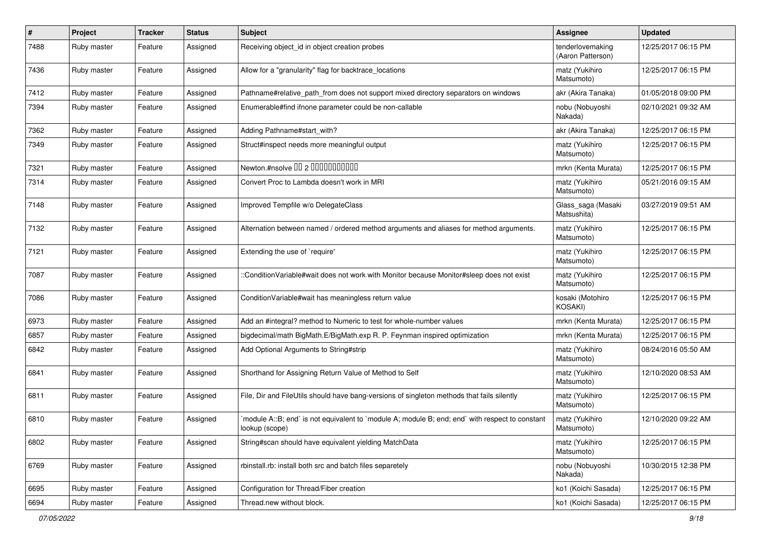| # | Project | Tracker | Status | Subject | Assignee | Updated |
| --- | --- | --- | --- | --- | --- | --- |
| 7488 | Ruby master | Feature | Assigned | Receiving object_id in object creation probes | tenderlovemaking (Aaron Patterson) | 12/25/2017 06:15 PM |
| 7436 | Ruby master | Feature | Assigned | Allow for a "granularity" flag for backtrace_locations | matz (Yukihiro Matsumoto) | 12/25/2017 06:15 PM |
| 7412 | Ruby master | Feature | Assigned | Pathname#relative_path_from does not support mixed directory separators on windows | akr (Akira Tanaka) | 01/05/2018 09:00 PM |
| 7394 | Ruby master | Feature | Assigned | Enumerable#find ifnone parameter could be non-callable | nobu (Nobuyoshi Nakada) | 02/10/2021 09:32 AM |
| 7362 | Ruby master | Feature | Assigned | Adding Pathname#start_with? | akr (Akira Tanaka) | 12/25/2017 06:15 PM |
| 7349 | Ruby master | Feature | Assigned | Struct#inspect needs more meaningful output | matz (Yukihiro Matsumoto) | 12/25/2017 06:15 PM |
| 7321 | Ruby master | Feature | Assigned | Newton.#nsolve �� 2 ���������� | mrkn (Kenta Murata) | 12/25/2017 06:15 PM |
| 7314 | Ruby master | Feature | Assigned | Convert Proc to Lambda doesn't work in MRI | matz (Yukihiro Matsumoto) | 05/21/2016 09:15 AM |
| 7148 | Ruby master | Feature | Assigned | Improved Tempfile w/o DelegateClass | Glass_saga (Masaki Matsushita) | 03/27/2019 09:51 AM |
| 7132 | Ruby master | Feature | Assigned | Alternation between named / ordered method arguments and aliases for method arguments. | matz (Yukihiro Matsumoto) | 12/25/2017 06:15 PM |
| 7121 | Ruby master | Feature | Assigned | Extending the use of `require' | matz (Yukihiro Matsumoto) | 12/25/2017 06:15 PM |
| 7087 | Ruby master | Feature | Assigned | ::ConditionVariable#wait does not work with Monitor because Monitor#sleep does not exist | matz (Yukihiro Matsumoto) | 12/25/2017 06:15 PM |
| 7086 | Ruby master | Feature | Assigned | ConditionVariable#wait has meaningless return value | kosaki (Motohiro KOSAKI) | 12/25/2017 06:15 PM |
| 6973 | Ruby master | Feature | Assigned | Add an #integral? method to Numeric to test for whole-number values | mrkn (Kenta Murata) | 12/25/2017 06:15 PM |
| 6857 | Ruby master | Feature | Assigned | bigdecimal/math BigMath.E/BigMath.exp R. P. Feynman inspired optimization | mrkn (Kenta Murata) | 12/25/2017 06:15 PM |
| 6842 | Ruby master | Feature | Assigned | Add Optional Arguments to String#strip | matz (Yukihiro Matsumoto) | 08/24/2016 05:50 AM |
| 6841 | Ruby master | Feature | Assigned | Shorthand for Assigning Return Value of Method to Self | matz (Yukihiro Matsumoto) | 12/10/2020 08:53 AM |
| 6811 | Ruby master | Feature | Assigned | File, Dir and FileUtils should have bang-versions of singleton methods that fails silently | matz (Yukihiro Matsumoto) | 12/25/2017 06:15 PM |
| 6810 | Ruby master | Feature | Assigned | `module A::B; end` is not equivalent to `module A; module B; end; end` with respect to constant lookup (scope) | matz (Yukihiro Matsumoto) | 12/10/2020 09:22 AM |
| 6802 | Ruby master | Feature | Assigned | String#scan should have equivalent yielding MatchData | matz (Yukihiro Matsumoto) | 12/25/2017 06:15 PM |
| 6769 | Ruby master | Feature | Assigned | rbinstall.rb: install both src and batch files separetely | nobu (Nobuyoshi Nakada) | 10/30/2015 12:38 PM |
| 6695 | Ruby master | Feature | Assigned | Configuration for Thread/Fiber creation | ko1 (Koichi Sasada) | 12/25/2017 06:15 PM |
| 6694 | Ruby master | Feature | Assigned | Thread.new without block. | ko1 (Koichi Sasada) | 12/25/2017 06:15 PM |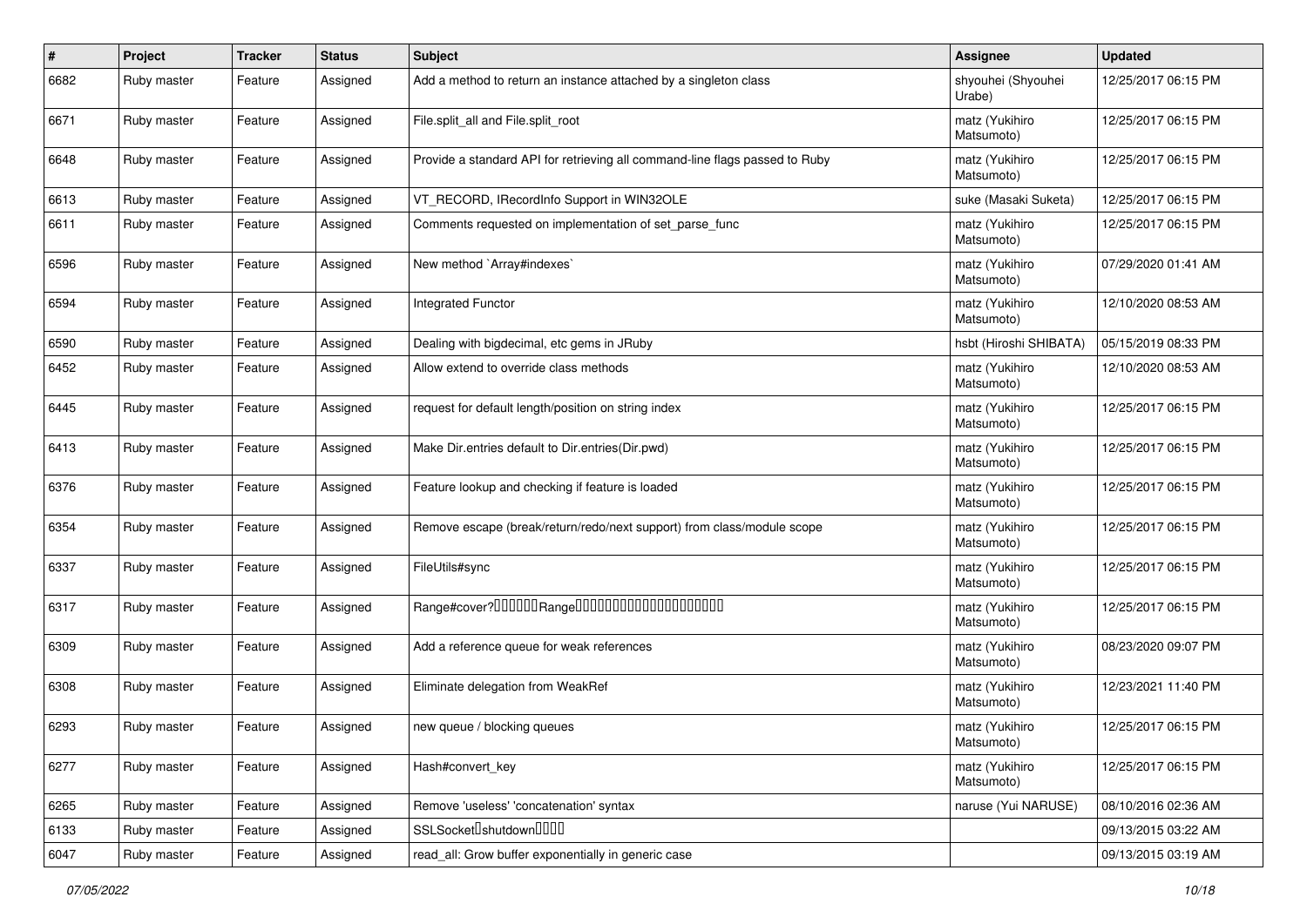| # | Project | Tracker | Status | Subject | Assignee | Updated |
|---|---|---|---|---|---|---|
| 6682 | Ruby master | Feature | Assigned | Add a method to return an instance attached by a singleton class | shyouhei (Shyouhei Urabe) | 12/25/2017 06:15 PM |
| 6671 | Ruby master | Feature | Assigned | File.split_all and File.split_root | matz (Yukihiro Matsumoto) | 12/25/2017 06:15 PM |
| 6648 | Ruby master | Feature | Assigned | Provide a standard API for retrieving all command-line flags passed to Ruby | matz (Yukihiro Matsumoto) | 12/25/2017 06:15 PM |
| 6613 | Ruby master | Feature | Assigned | VT_RECORD, IRecordInfo Support in WIN32OLE | suke (Masaki Suketa) | 12/25/2017 06:15 PM |
| 6611 | Ruby master | Feature | Assigned | Comments requested on implementation of set_parse_func | matz (Yukihiro Matsumoto) | 12/25/2017 06:15 PM |
| 6596 | Ruby master | Feature | Assigned | New method `Array#indexes` | matz (Yukihiro Matsumoto) | 07/29/2020 01:41 AM |
| 6594 | Ruby master | Feature | Assigned | Integrated Functor | matz (Yukihiro Matsumoto) | 12/10/2020 08:53 AM |
| 6590 | Ruby master | Feature | Assigned | Dealing with bigdecimal, etc gems in JRuby | hsbt (Hiroshi SHIBATA) | 05/15/2019 08:33 PM |
| 6452 | Ruby master | Feature | Assigned | Allow extend to override class methods | matz (Yukihiro Matsumoto) | 12/10/2020 08:53 AM |
| 6445 | Ruby master | Feature | Assigned | request for default length/position on string index | matz (Yukihiro Matsumoto) | 12/25/2017 06:15 PM |
| 6413 | Ruby master | Feature | Assigned | Make Dir.entries default to Dir.entries(Dir.pwd) | matz (Yukihiro Matsumoto) | 12/25/2017 06:15 PM |
| 6376 | Ruby master | Feature | Assigned | Feature lookup and checking if feature is loaded | matz (Yukihiro Matsumoto) | 12/25/2017 06:15 PM |
| 6354 | Ruby master | Feature | Assigned | Remove escape (break/return/redo/next support) from class/module scope | matz (Yukihiro Matsumoto) | 12/25/2017 06:15 PM |
| 6337 | Ruby master | Feature | Assigned | FileUtils#sync | matz (Yukihiro Matsumoto) | 12/25/2017 06:15 PM |
| 6317 | Ruby master | Feature | Assigned | Range#cover?□□□□□□Range□□□□□□□□□□□□□□□□□□□□ | matz (Yukihiro Matsumoto) | 12/25/2017 06:15 PM |
| 6309 | Ruby master | Feature | Assigned | Add a reference queue for weak references | matz (Yukihiro Matsumoto) | 08/23/2020 09:07 PM |
| 6308 | Ruby master | Feature | Assigned | Eliminate delegation from WeakRef | matz (Yukihiro Matsumoto) | 12/23/2021 11:40 PM |
| 6293 | Ruby master | Feature | Assigned | new queue / blocking queues | matz (Yukihiro Matsumoto) | 12/25/2017 06:15 PM |
| 6277 | Ruby master | Feature | Assigned | Hash#convert_key | matz (Yukihiro Matsumoto) | 12/25/2017 06:15 PM |
| 6265 | Ruby master | Feature | Assigned | Remove 'useless' 'concatenation' syntax | naruse (Yui NARUSE) | 08/10/2016 02:36 AM |
| 6133 | Ruby master | Feature | Assigned | SSLSocket□shutdown□□□□ | | 09/13/2015 03:22 AM |
| 6047 | Ruby master | Feature | Assigned | read_all: Grow buffer exponentially in generic case | | 09/13/2015 03:19 AM |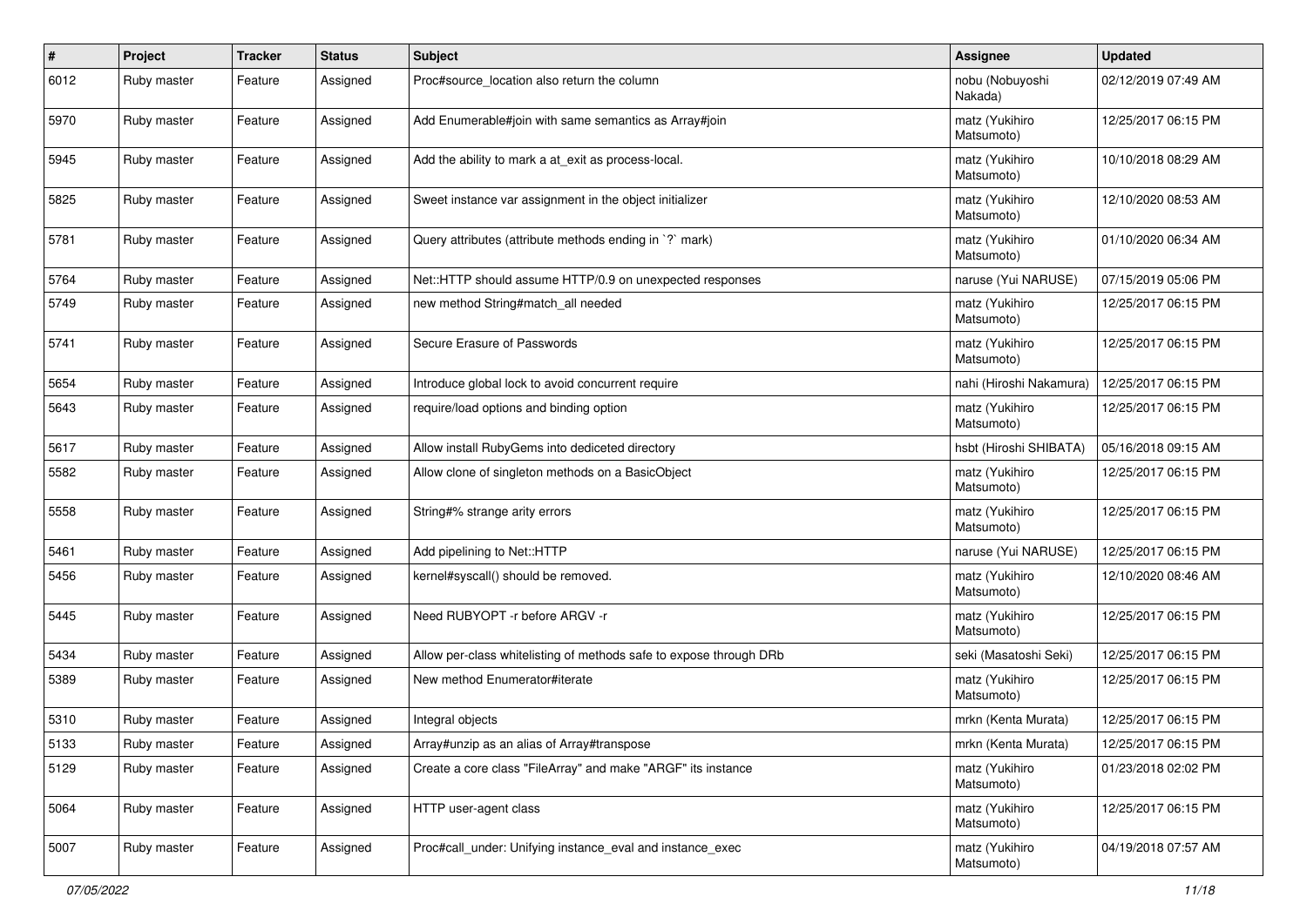| # | Project | Tracker | Status | Subject | Assignee | Updated |
|---|---|---|---|---|---|---|
| 6012 | Ruby master | Feature | Assigned | Proc#source_location also return the column | nobu (Nobuyoshi Nakada) | 02/12/2019 07:49 AM |
| 5970 | Ruby master | Feature | Assigned | Add Enumerable#join with same semantics as Array#join | matz (Yukihiro Matsumoto) | 12/25/2017 06:15 PM |
| 5945 | Ruby master | Feature | Assigned | Add the ability to mark a at_exit as process-local. | matz (Yukihiro Matsumoto) | 10/10/2018 08:29 AM |
| 5825 | Ruby master | Feature | Assigned | Sweet instance var assignment in the object initializer | matz (Yukihiro Matsumoto) | 12/10/2020 08:53 AM |
| 5781 | Ruby master | Feature | Assigned | Query attributes (attribute methods ending in `?` mark) | matz (Yukihiro Matsumoto) | 01/10/2020 06:34 AM |
| 5764 | Ruby master | Feature | Assigned | Net::HTTP should assume HTTP/0.9 on unexpected responses | naruse (Yui NARUSE) | 07/15/2019 05:06 PM |
| 5749 | Ruby master | Feature | Assigned | new method String#match_all needed | matz (Yukihiro Matsumoto) | 12/25/2017 06:15 PM |
| 5741 | Ruby master | Feature | Assigned | Secure Erasure of Passwords | matz (Yukihiro Matsumoto) | 12/25/2017 06:15 PM |
| 5654 | Ruby master | Feature | Assigned | Introduce global lock to avoid concurrent require | nahi (Hiroshi Nakamura) | 12/25/2017 06:15 PM |
| 5643 | Ruby master | Feature | Assigned | require/load options and binding option | matz (Yukihiro Matsumoto) | 12/25/2017 06:15 PM |
| 5617 | Ruby master | Feature | Assigned | Allow install RubyGems into dediceted directory | hsbt (Hiroshi SHIBATA) | 05/16/2018 09:15 AM |
| 5582 | Ruby master | Feature | Assigned | Allow clone of singleton methods on a BasicObject | matz (Yukihiro Matsumoto) | 12/25/2017 06:15 PM |
| 5558 | Ruby master | Feature | Assigned | String#% strange arity errors | matz (Yukihiro Matsumoto) | 12/25/2017 06:15 PM |
| 5461 | Ruby master | Feature | Assigned | Add pipelining to Net::HTTP | naruse (Yui NARUSE) | 12/25/2017 06:15 PM |
| 5456 | Ruby master | Feature | Assigned | kernel#syscall() should be removed. | matz (Yukihiro Matsumoto) | 12/10/2020 08:46 AM |
| 5445 | Ruby master | Feature | Assigned | Need RUBYOPT -r before ARGV -r | matz (Yukihiro Matsumoto) | 12/25/2017 06:15 PM |
| 5434 | Ruby master | Feature | Assigned | Allow per-class whitelisting of methods safe to expose through DRb | seki (Masatoshi Seki) | 12/25/2017 06:15 PM |
| 5389 | Ruby master | Feature | Assigned | New method Enumerator#iterate | matz (Yukihiro Matsumoto) | 12/25/2017 06:15 PM |
| 5310 | Ruby master | Feature | Assigned | Integral objects | mrkn (Kenta Murata) | 12/25/2017 06:15 PM |
| 5133 | Ruby master | Feature | Assigned | Array#unzip as an alias of Array#transpose | mrkn (Kenta Murata) | 12/25/2017 06:15 PM |
| 5129 | Ruby master | Feature | Assigned | Create a core class "FileArray" and make "ARGF" its instance | matz (Yukihiro Matsumoto) | 01/23/2018 02:02 PM |
| 5064 | Ruby master | Feature | Assigned | HTTP user-agent class | matz (Yukihiro Matsumoto) | 12/25/2017 06:15 PM |
| 5007 | Ruby master | Feature | Assigned | Proc#call_under: Unifying instance_eval and instance_exec | matz (Yukihiro Matsumoto) | 04/19/2018 07:57 AM |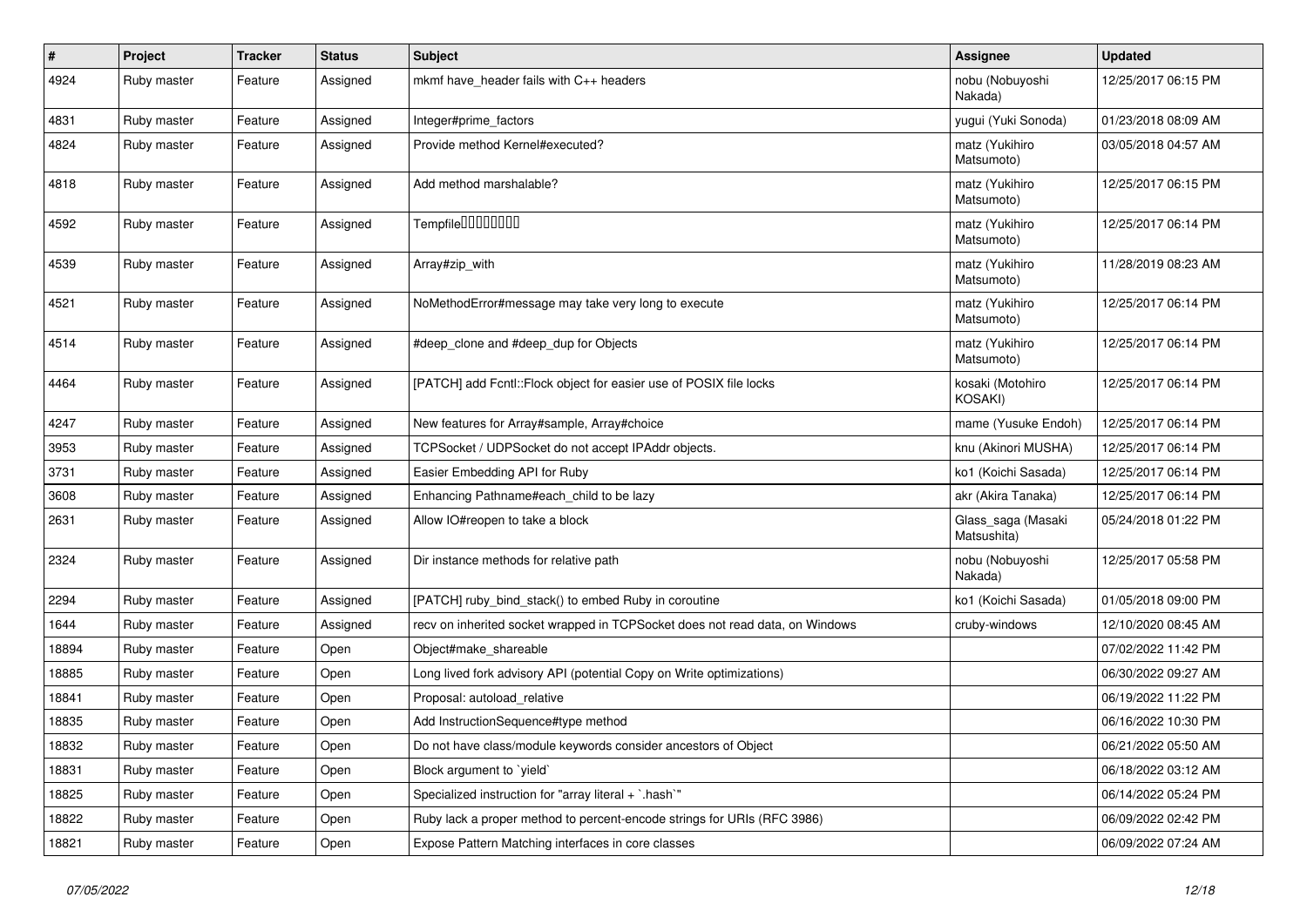| # | Project | Tracker | Status | Subject | Assignee | Updated |
|---|---|---|---|---|---|---|
| 4924 | Ruby master | Feature | Assigned | mkmf have_header fails with C++ headers | nobu (Nobuyoshi Nakada) | 12/25/2017 06:15 PM |
| 4831 | Ruby master | Feature | Assigned | Integer#prime_factors | yugui (Yuki Sonoda) | 01/23/2018 08:09 AM |
| 4824 | Ruby master | Feature | Assigned | Provide method Kernel#executed? | matz (Yukihiro Matsumoto) | 03/05/2018 04:57 AM |
| 4818 | Ruby master | Feature | Assigned | Add method marshalable? | matz (Yukihiro Matsumoto) | 12/25/2017 06:15 PM |
| 4592 | Ruby master | Feature | Assigned | Tempfile���������� | matz (Yukihiro Matsumoto) | 12/25/2017 06:14 PM |
| 4539 | Ruby master | Feature | Assigned | Array#zip_with | matz (Yukihiro Matsumoto) | 11/28/2019 08:23 AM |
| 4521 | Ruby master | Feature | Assigned | NoMethodError#message may take very long to execute | matz (Yukihiro Matsumoto) | 12/25/2017 06:14 PM |
| 4514 | Ruby master | Feature | Assigned | #deep_clone and #deep_dup for Objects | matz (Yukihiro Matsumoto) | 12/25/2017 06:14 PM |
| 4464 | Ruby master | Feature | Assigned | [PATCH] add Fcntl::Flock object for easier use of POSIX file locks | kosaki (Motohiro KOSAKI) | 12/25/2017 06:14 PM |
| 4247 | Ruby master | Feature | Assigned | New features for Array#sample, Array#choice | mame (Yusuke Endoh) | 12/25/2017 06:14 PM |
| 3953 | Ruby master | Feature | Assigned | TCPSocket / UDPSocket do not accept IPAddr objects. | knu (Akinori MUSHA) | 12/25/2017 06:14 PM |
| 3731 | Ruby master | Feature | Assigned | Easier Embedding API for Ruby | ko1 (Koichi Sasada) | 12/25/2017 06:14 PM |
| 3608 | Ruby master | Feature | Assigned | Enhancing Pathname#each_child to be lazy | akr (Akira Tanaka) | 12/25/2017 06:14 PM |
| 2631 | Ruby master | Feature | Assigned | Allow IO#reopen to take a block | Glass_saga (Masaki Matsushita) | 05/24/2018 01:22 PM |
| 2324 | Ruby master | Feature | Assigned | Dir instance methods for relative path | nobu (Nobuyoshi Nakada) | 12/25/2017 05:58 PM |
| 2294 | Ruby master | Feature | Assigned | [PATCH] ruby_bind_stack() to embed Ruby in coroutine | ko1 (Koichi Sasada) | 01/05/2018 09:00 PM |
| 1644 | Ruby master | Feature | Assigned | recv on inherited socket wrapped in TCPSocket does not read data, on Windows | cruby-windows | 12/10/2020 08:45 AM |
| 18894 | Ruby master | Feature | Open | Object#make_shareable | | 07/02/2022 11:42 PM |
| 18885 | Ruby master | Feature | Open | Long lived fork advisory API (potential Copy on Write optimizations) | | 06/30/2022 09:27 AM |
| 18841 | Ruby master | Feature | Open | Proposal: autoload_relative | | 06/19/2022 11:22 PM |
| 18835 | Ruby master | Feature | Open | Add InstructionSequence#type method | | 06/16/2022 10:30 PM |
| 18832 | Ruby master | Feature | Open | Do not have class/module keywords consider ancestors of Object | | 06/21/2022 05:50 AM |
| 18831 | Ruby master | Feature | Open | Block argument to `yield` | | 06/18/2022 03:12 AM |
| 18825 | Ruby master | Feature | Open | Specialized instruction for "array literal + `.hash`" | | 06/14/2022 05:24 PM |
| 18822 | Ruby master | Feature | Open | Ruby lack a proper method to percent-encode strings for URIs (RFC 3986) | | 06/09/2022 02:42 PM |
| 18821 | Ruby master | Feature | Open | Expose Pattern Matching interfaces in core classes | | 06/09/2022 07:24 AM |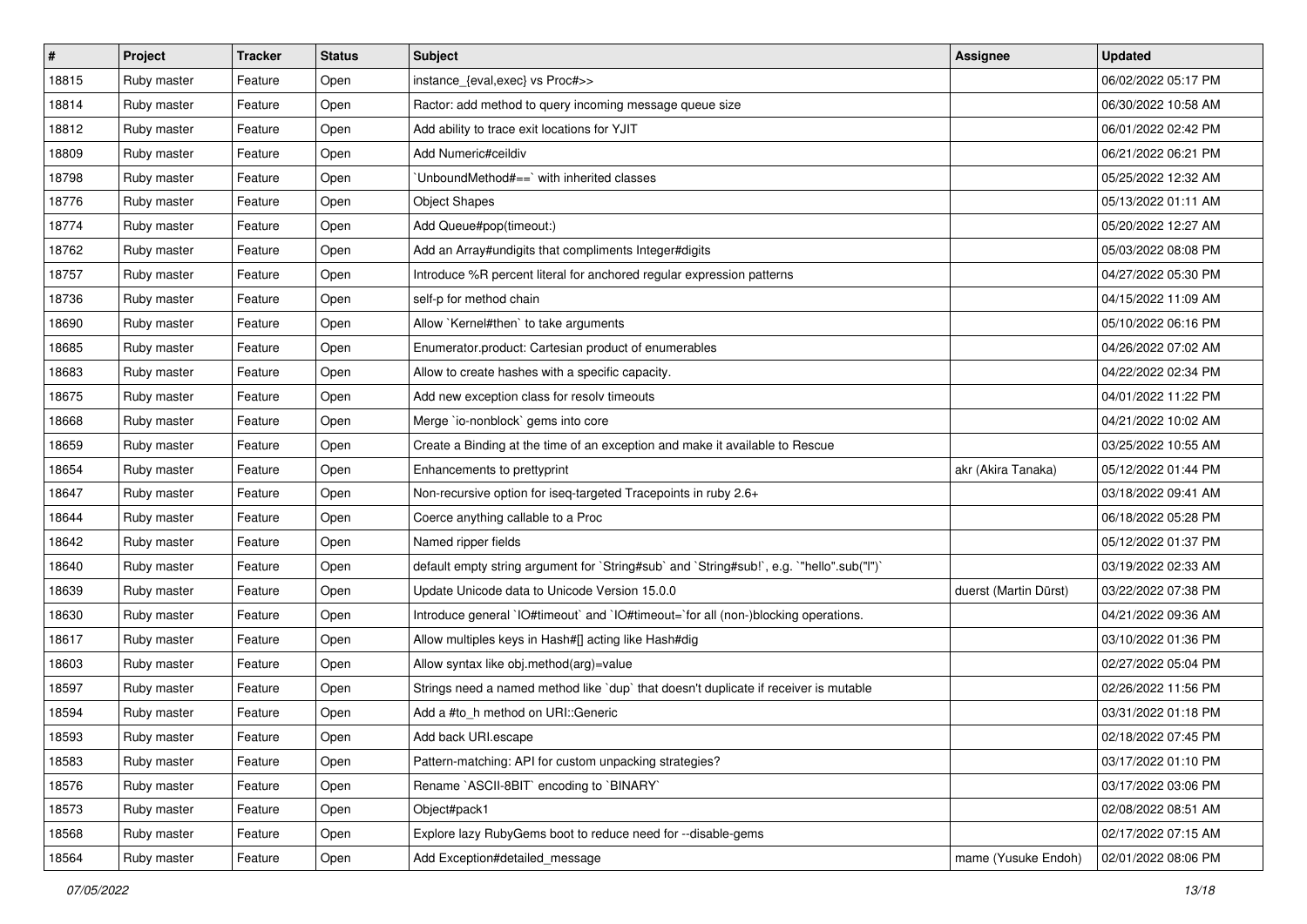| # | Project | Tracker | Status | Subject | Assignee | Updated |
|---|---|---|---|---|---|---|
| 18815 | Ruby master | Feature | Open | instance_{eval,exec} vs Proc#>> | | 06/02/2022 05:17 PM |
| 18814 | Ruby master | Feature | Open | Ractor: add method to query incoming message queue size | | 06/30/2022 10:58 AM |
| 18812 | Ruby master | Feature | Open | Add ability to trace exit locations for YJIT | | 06/01/2022 02:42 PM |
| 18809 | Ruby master | Feature | Open | Add Numeric#ceildiv | | 06/21/2022 06:21 PM |
| 18798 | Ruby master | Feature | Open | `UnboundMethod#==` with inherited classes | | 05/25/2022 12:32 AM |
| 18776 | Ruby master | Feature | Open | Object Shapes | | 05/13/2022 01:11 AM |
| 18774 | Ruby master | Feature | Open | Add Queue#pop(timeout:) | | 05/20/2022 12:27 AM |
| 18762 | Ruby master | Feature | Open | Add an Array#undigits that compliments Integer#digits | | 05/03/2022 08:08 PM |
| 18757 | Ruby master | Feature | Open | Introduce %R percent literal for anchored regular expression patterns | | 04/27/2022 05:30 PM |
| 18736 | Ruby master | Feature | Open | self-p for method chain | | 04/15/2022 11:09 AM |
| 18690 | Ruby master | Feature | Open | Allow `Kernel#then` to take arguments | | 05/10/2022 06:16 PM |
| 18685 | Ruby master | Feature | Open | Enumerator.product: Cartesian product of enumerables | | 04/26/2022 07:02 AM |
| 18683 | Ruby master | Feature | Open | Allow to create hashes with a specific capacity. | | 04/22/2022 02:34 PM |
| 18675 | Ruby master | Feature | Open | Add new exception class for resolv timeouts | | 04/01/2022 11:22 PM |
| 18668 | Ruby master | Feature | Open | Merge `io-nonblock` gems into core | | 04/21/2022 10:02 AM |
| 18659 | Ruby master | Feature | Open | Create a Binding at the time of an exception and make it available to Rescue | | 03/25/2022 10:55 AM |
| 18654 | Ruby master | Feature | Open | Enhancements to prettyprint | akr (Akira Tanaka) | 05/12/2022 01:44 PM |
| 18647 | Ruby master | Feature | Open | Non-recursive option for iseq-targeted Tracepoints in ruby 2.6+ | | 03/18/2022 09:41 AM |
| 18644 | Ruby master | Feature | Open | Coerce anything callable to a Proc | | 06/18/2022 05:28 PM |
| 18642 | Ruby master | Feature | Open | Named ripper fields | | 05/12/2022 01:37 PM |
| 18640 | Ruby master | Feature | Open | default empty string argument for `String#sub` and `String#sub!`, e.g. `"hello".sub("l")` | | 03/19/2022 02:33 AM |
| 18639 | Ruby master | Feature | Open | Update Unicode data to Unicode Version 15.0.0 | duerst (Martin Dürst) | 03/22/2022 07:38 PM |
| 18630 | Ruby master | Feature | Open | Introduce general `IO#timeout` and `IO#timeout=`for all (non-)blocking operations. | | 04/21/2022 09:36 AM |
| 18617 | Ruby master | Feature | Open | Allow multiples keys in Hash#[] acting like Hash#dig | | 03/10/2022 01:36 PM |
| 18603 | Ruby master | Feature | Open | Allow syntax like obj.method(arg)=value | | 02/27/2022 05:04 PM |
| 18597 | Ruby master | Feature | Open | Strings need a named method like `dup` that doesn't duplicate if receiver is mutable | | 02/26/2022 11:56 PM |
| 18594 | Ruby master | Feature | Open | Add a #to_h method on URI::Generic | | 03/31/2022 01:18 PM |
| 18593 | Ruby master | Feature | Open | Add back URI.escape | | 02/18/2022 07:45 PM |
| 18583 | Ruby master | Feature | Open | Pattern-matching: API for custom unpacking strategies? | | 03/17/2022 01:10 PM |
| 18576 | Ruby master | Feature | Open | Rename `ASCII-8BIT` encoding to `BINARY` | | 03/17/2022 03:06 PM |
| 18573 | Ruby master | Feature | Open | Object#pack1 | | 02/08/2022 08:51 AM |
| 18568 | Ruby master | Feature | Open | Explore lazy RubyGems boot to reduce need for --disable-gems | | 02/17/2022 07:15 AM |
| 18564 | Ruby master | Feature | Open | Add Exception#detailed_message | mame (Yusuke Endoh) | 02/01/2022 08:06 PM |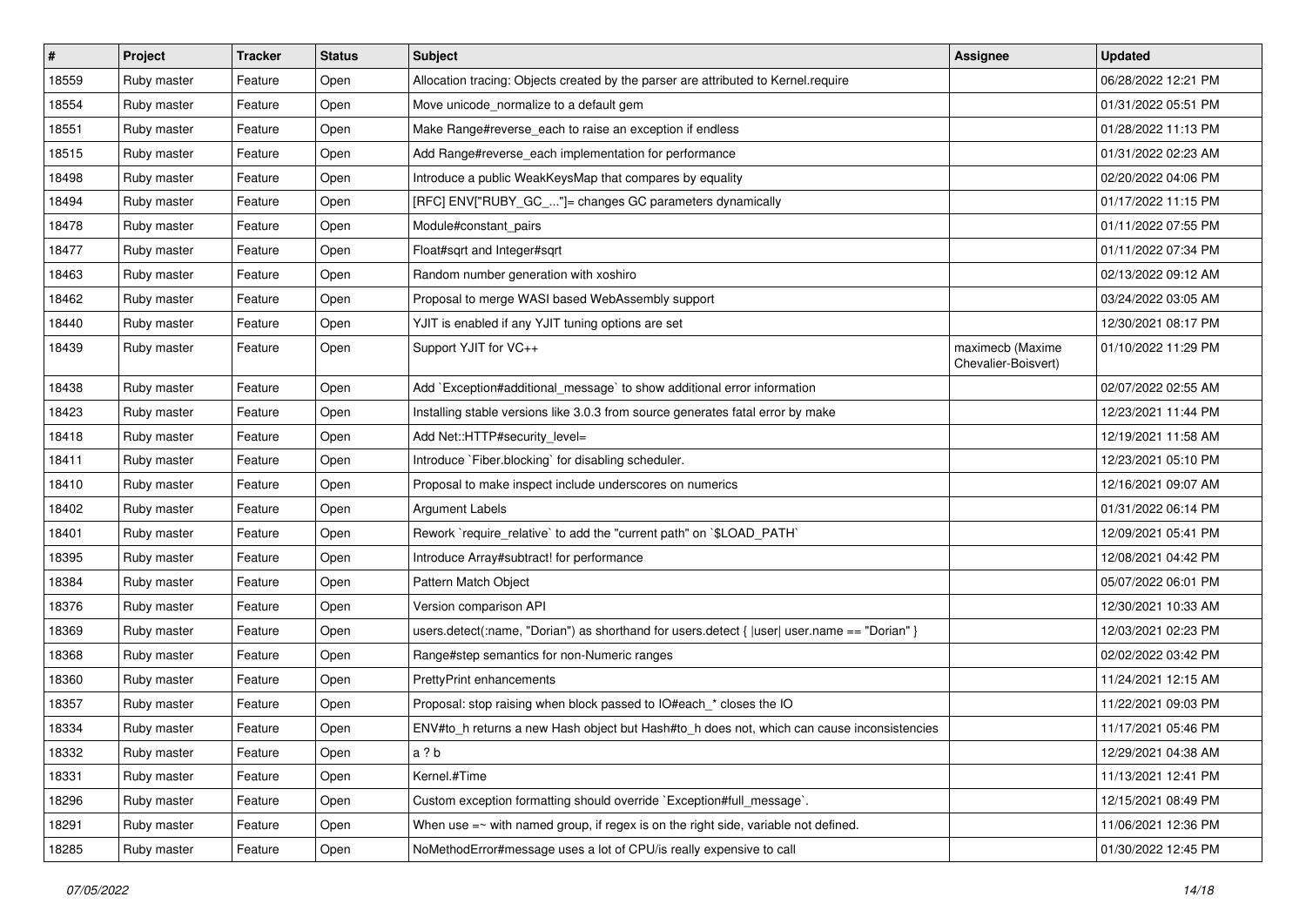| # | Project | Tracker | Status | Subject | Assignee | Updated |
| --- | --- | --- | --- | --- | --- | --- |
| 18559 | Ruby master | Feature | Open | Allocation tracing: Objects created by the parser are attributed to Kernel.require | | 06/28/2022 12:21 PM |
| 18554 | Ruby master | Feature | Open | Move unicode_normalize to a default gem | | 01/31/2022 05:51 PM |
| 18551 | Ruby master | Feature | Open | Make Range#reverse_each to raise an exception if endless | | 01/28/2022 11:13 PM |
| 18515 | Ruby master | Feature | Open | Add Range#reverse_each implementation for performance | | 01/31/2022 02:23 AM |
| 18498 | Ruby master | Feature | Open | Introduce a public WeakKeysMap that compares by equality | | 02/20/2022 04:06 PM |
| 18494 | Ruby master | Feature | Open | [RFC] ENV["RUBY_GC_..."]= changes GC parameters dynamically | | 01/17/2022 11:15 PM |
| 18478 | Ruby master | Feature | Open | Module#constant_pairs | | 01/11/2022 07:55 PM |
| 18477 | Ruby master | Feature | Open | Float#sqrt and Integer#sqrt | | 01/11/2022 07:34 PM |
| 18463 | Ruby master | Feature | Open | Random number generation with xoshiro | | 02/13/2022 09:12 AM |
| 18462 | Ruby master | Feature | Open | Proposal to merge WASI based WebAssembly support | | 03/24/2022 03:05 AM |
| 18440 | Ruby master | Feature | Open | YJIT is enabled if any YJIT tuning options are set | | 12/30/2021 08:17 PM |
| 18439 | Ruby master | Feature | Open | Support YJIT for VC++ | maximecb (Maxime Chevalier-Boisvert) | 01/10/2022 11:29 PM |
| 18438 | Ruby master | Feature | Open | Add `Exception#additional_message` to show additional error information | | 02/07/2022 02:55 AM |
| 18423 | Ruby master | Feature | Open | Installing stable versions like 3.0.3 from source generates fatal error by make | | 12/23/2021 11:44 PM |
| 18418 | Ruby master | Feature | Open | Add Net::HTTP#security_level= | | 12/19/2021 11:58 AM |
| 18411 | Ruby master | Feature | Open | Introduce `Fiber.blocking` for disabling scheduler. | | 12/23/2021 05:10 PM |
| 18410 | Ruby master | Feature | Open | Proposal to make inspect include underscores on numerics | | 12/16/2021 09:07 AM |
| 18402 | Ruby master | Feature | Open | Argument Labels | | 01/31/2022 06:14 PM |
| 18401 | Ruby master | Feature | Open | Rework `require_relative` to add the "current path" on `$LOAD_PATH` | | 12/09/2021 05:41 PM |
| 18395 | Ruby master | Feature | Open | Introduce Array#subtract! for performance | | 12/08/2021 04:42 PM |
| 18384 | Ruby master | Feature | Open | Pattern Match Object | | 05/07/2022 06:01 PM |
| 18376 | Ruby master | Feature | Open | Version comparison API | | 12/30/2021 10:33 AM |
| 18369 | Ruby master | Feature | Open | users.detect(:name, "Dorian") as shorthand for users.detect { \|user\| user.name == "Dorian" } | | 12/03/2021 02:23 PM |
| 18368 | Ruby master | Feature | Open | Range#step semantics for non-Numeric ranges | | 02/02/2022 03:42 PM |
| 18360 | Ruby master | Feature | Open | PrettyPrint enhancements | | 11/24/2021 12:15 AM |
| 18357 | Ruby master | Feature | Open | Proposal: stop raising when block passed to IO#each_* closes the IO | | 11/22/2021 09:03 PM |
| 18334 | Ruby master | Feature | Open | ENV#to_h returns a new Hash object but Hash#to_h does not, which can cause inconsistencies | | 11/17/2021 05:46 PM |
| 18332 | Ruby master | Feature | Open | a ? b | | 12/29/2021 04:38 AM |
| 18331 | Ruby master | Feature | Open | Kernel.#Time | | 11/13/2021 12:41 PM |
| 18296 | Ruby master | Feature | Open | Custom exception formatting should override `Exception#full_message`. | | 12/15/2021 08:49 PM |
| 18291 | Ruby master | Feature | Open | When use =~ with named group, if regex is on the right side, variable not defined. | | 11/06/2021 12:36 PM |
| 18285 | Ruby master | Feature | Open | NoMethodError#message uses a lot of CPU/is really expensive to call | | 01/30/2022 12:45 PM |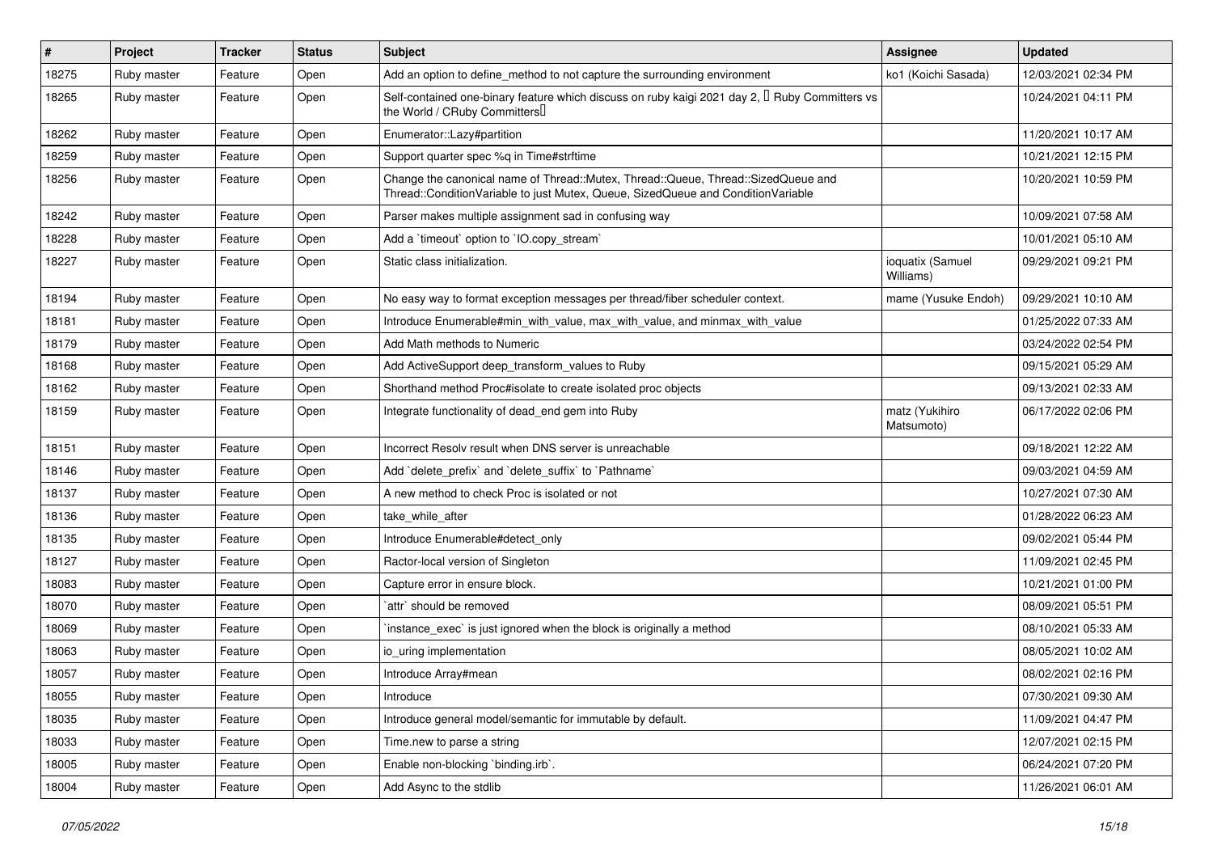| # | Project | Tracker | Status | Subject | Assignee | Updated |
|---|---|---|---|---|---|---|
| 18275 | Ruby master | Feature | Open | Add an option to define_method to not capture the surrounding environment | ko1 (Koichi Sasada) | 12/03/2021 02:34 PM |
| 18265 | Ruby master | Feature | Open | Self-contained one-binary feature which discuss on ruby kaigi 2021 day 2, 「Ruby Committers vs the World / CRuby Committers」 | | 10/24/2021 04:11 PM |
| 18262 | Ruby master | Feature | Open | Enumerator::Lazy#partition | | 11/20/2021 10:17 AM |
| 18259 | Ruby master | Feature | Open | Support quarter spec %q in Time#strftime | | 10/21/2021 12:15 PM |
| 18256 | Ruby master | Feature | Open | Change the canonical name of Thread::Mutex, Thread::Queue, Thread::SizedQueue and Thread::ConditionVariable to just Mutex, Queue, SizedQueue and ConditionVariable | | 10/20/2021 10:59 PM |
| 18242 | Ruby master | Feature | Open | Parser makes multiple assignment sad in confusing way | | 10/09/2021 07:58 AM |
| 18228 | Ruby master | Feature | Open | Add a `timeout` option to `IO.copy_stream` | | 10/01/2021 05:10 AM |
| 18227 | Ruby master | Feature | Open | Static class initialization. | ioquatix (Samuel Williams) | 09/29/2021 09:21 PM |
| 18194 | Ruby master | Feature | Open | No easy way to format exception messages per thread/fiber scheduler context. | mame (Yusuke Endoh) | 09/29/2021 10:10 AM |
| 18181 | Ruby master | Feature | Open | Introduce Enumerable#min_with_value, max_with_value, and minmax_with_value | | 01/25/2022 07:33 AM |
| 18179 | Ruby master | Feature | Open | Add Math methods to Numeric | | 03/24/2022 02:54 PM |
| 18168 | Ruby master | Feature | Open | Add ActiveSupport deep_transform_values to Ruby | | 09/15/2021 05:29 AM |
| 18162 | Ruby master | Feature | Open | Shorthand method Proc#isolate to create isolated proc objects | | 09/13/2021 02:33 AM |
| 18159 | Ruby master | Feature | Open | Integrate functionality of dead_end gem into Ruby | matz (Yukihiro Matsumoto) | 06/17/2022 02:06 PM |
| 18151 | Ruby master | Feature | Open | Incorrect Resolv result when DNS server is unreachable | | 09/18/2021 12:22 AM |
| 18146 | Ruby master | Feature | Open | Add `delete_prefix` and `delete_suffix` to `Pathname` | | 09/03/2021 04:59 AM |
| 18137 | Ruby master | Feature | Open | A new method to check Proc is isolated or not | | 10/27/2021 07:30 AM |
| 18136 | Ruby master | Feature | Open | take_while_after | | 01/28/2022 06:23 AM |
| 18135 | Ruby master | Feature | Open | Introduce Enumerable#detect_only | | 09/02/2021 05:44 PM |
| 18127 | Ruby master | Feature | Open | Ractor-local version of Singleton | | 11/09/2021 02:45 PM |
| 18083 | Ruby master | Feature | Open | Capture error in ensure block. | | 10/21/2021 01:00 PM |
| 18070 | Ruby master | Feature | Open | `attr` should be removed | | 08/09/2021 05:51 PM |
| 18069 | Ruby master | Feature | Open | `instance_exec` is just ignored when the block is originally a method | | 08/10/2021 05:33 AM |
| 18063 | Ruby master | Feature | Open | io_uring implementation | | 08/05/2021 10:02 AM |
| 18057 | Ruby master | Feature | Open | Introduce Array#mean | | 08/02/2021 02:16 PM |
| 18055 | Ruby master | Feature | Open | Introduce | | 07/30/2021 09:30 AM |
| 18035 | Ruby master | Feature | Open | Introduce general model/semantic for immutable by default. | | 11/09/2021 04:47 PM |
| 18033 | Ruby master | Feature | Open | Time.new to parse a string | | 12/07/2021 02:15 PM |
| 18005 | Ruby master | Feature | Open | Enable non-blocking `binding.irb`. | | 06/24/2021 07:20 PM |
| 18004 | Ruby master | Feature | Open | Add Async to the stdlib | | 11/26/2021 06:01 AM |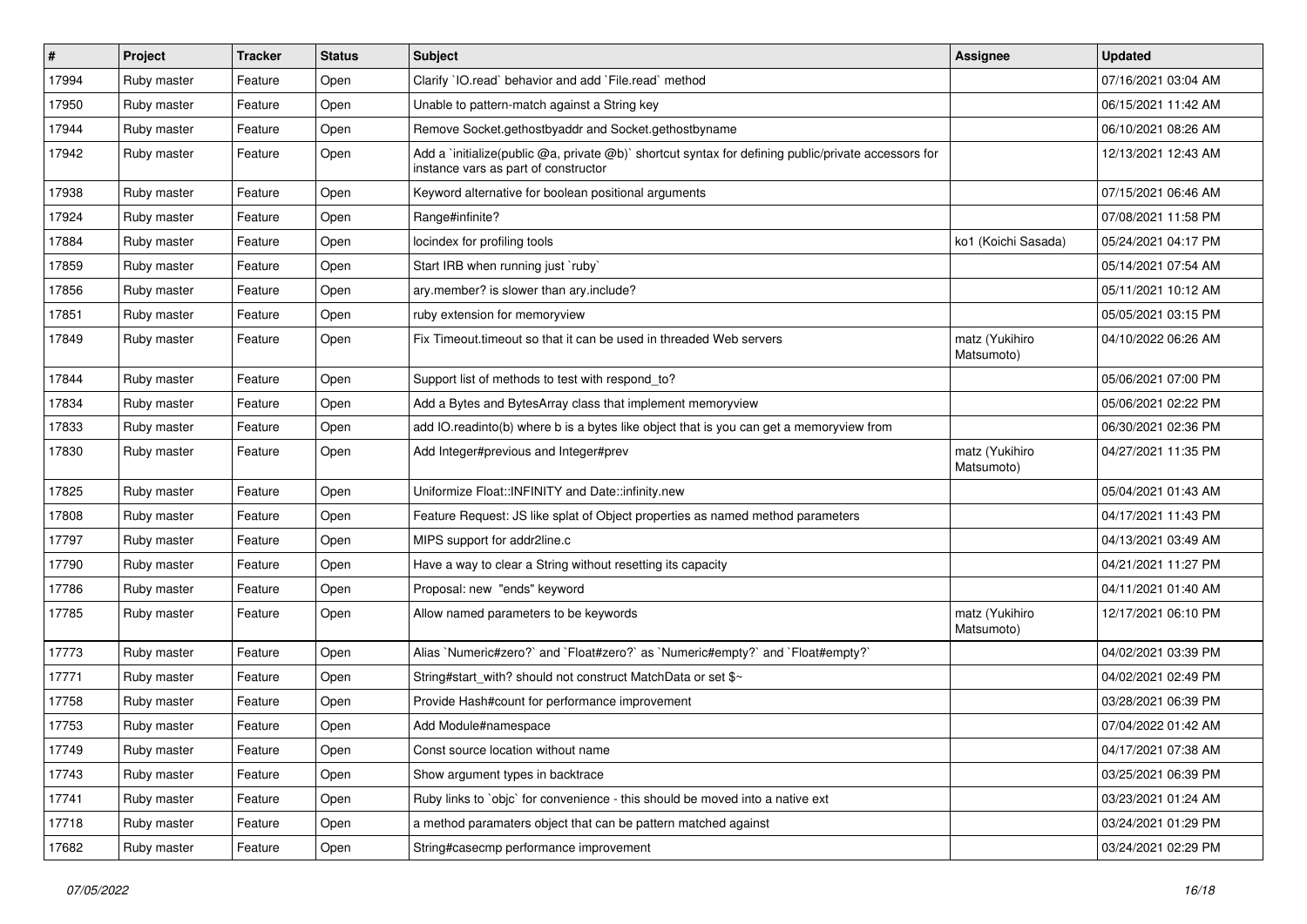| # | Project | Tracker | Status | Subject | Assignee | Updated |
|---|---|---|---|---|---|---|
| 17994 | Ruby master | Feature | Open | Clarify `IO.read` behavior and add `File.read` method | | 07/16/2021 03:04 AM |
| 17950 | Ruby master | Feature | Open | Unable to pattern-match against a String key | | 06/15/2021 11:42 AM |
| 17944 | Ruby master | Feature | Open | Remove Socket.gethostbyaddr and Socket.gethostbyname | | 06/10/2021 08:26 AM |
| 17942 | Ruby master | Feature | Open | Add a `initialize(public @a, private @b)` shortcut syntax for defining public/private accessors for instance vars as part of constructor | | 12/13/2021 12:43 AM |
| 17938 | Ruby master | Feature | Open | Keyword alternative for boolean positional arguments | | 07/15/2021 06:46 AM |
| 17924 | Ruby master | Feature | Open | Range#infinite? | | 07/08/2021 11:58 PM |
| 17884 | Ruby master | Feature | Open | locindex for profiling tools | ko1 (Koichi Sasada) | 05/24/2021 04:17 PM |
| 17859 | Ruby master | Feature | Open | Start IRB when running just `ruby` | | 05/14/2021 07:54 AM |
| 17856 | Ruby master | Feature | Open | ary.member? is slower than ary.include? | | 05/11/2021 10:12 AM |
| 17851 | Ruby master | Feature | Open | ruby extension for memoryview | | 05/05/2021 03:15 PM |
| 17849 | Ruby master | Feature | Open | Fix Timeout.timeout so that it can be used in threaded Web servers | matz (Yukihiro Matsumoto) | 04/10/2022 06:26 AM |
| 17844 | Ruby master | Feature | Open | Support list of methods to test with respond_to? | | 05/06/2021 07:00 PM |
| 17834 | Ruby master | Feature | Open | Add a Bytes and BytesArray class that implement memoryview | | 05/06/2021 02:22 PM |
| 17833 | Ruby master | Feature | Open | add IO.readinto(b) where b is a bytes like object that is you can get a memoryview from | | 06/30/2021 02:36 PM |
| 17830 | Ruby master | Feature | Open | Add Integer#previous and Integer#prev | matz (Yukihiro Matsumoto) | 04/27/2021 11:35 PM |
| 17825 | Ruby master | Feature | Open | Uniformize Float::INFINITY and Date::infinity.new | | 05/04/2021 01:43 AM |
| 17808 | Ruby master | Feature | Open | Feature Request: JS like splat of Object properties as named method parameters | | 04/17/2021 11:43 PM |
| 17797 | Ruby master | Feature | Open | MIPS support for addr2line.c | | 04/13/2021 03:49 AM |
| 17790 | Ruby master | Feature | Open | Have a way to clear a String without resetting its capacity | | 04/21/2021 11:27 PM |
| 17786 | Ruby master | Feature | Open | Proposal: new "ends" keyword | | 04/11/2021 01:40 AM |
| 17785 | Ruby master | Feature | Open | Allow named parameters to be keywords | matz (Yukihiro Matsumoto) | 12/17/2021 06:10 PM |
| 17773 | Ruby master | Feature | Open | Alias `Numeric#zero?` and `Float#zero?` as `Numeric#empty?` and `Float#empty?` | | 04/02/2021 03:39 PM |
| 17771 | Ruby master | Feature | Open | String#start_with? should not construct MatchData or set $~ | | 04/02/2021 02:49 PM |
| 17758 | Ruby master | Feature | Open | Provide Hash#count for performance improvement | | 03/28/2021 06:39 PM |
| 17753 | Ruby master | Feature | Open | Add Module#namespace | | 07/04/2022 01:42 AM |
| 17749 | Ruby master | Feature | Open | Const source location without name | | 04/17/2021 07:38 AM |
| 17743 | Ruby master | Feature | Open | Show argument types in backtrace | | 03/25/2021 06:39 PM |
| 17741 | Ruby master | Feature | Open | Ruby links to `objc` for convenience - this should be moved into a native ext | | 03/23/2021 01:24 AM |
| 17718 | Ruby master | Feature | Open | a method paramaters object that can be pattern matched against | | 03/24/2021 01:29 PM |
| 17682 | Ruby master | Feature | Open | String#casecmp performance improvement | | 03/24/2021 02:29 PM |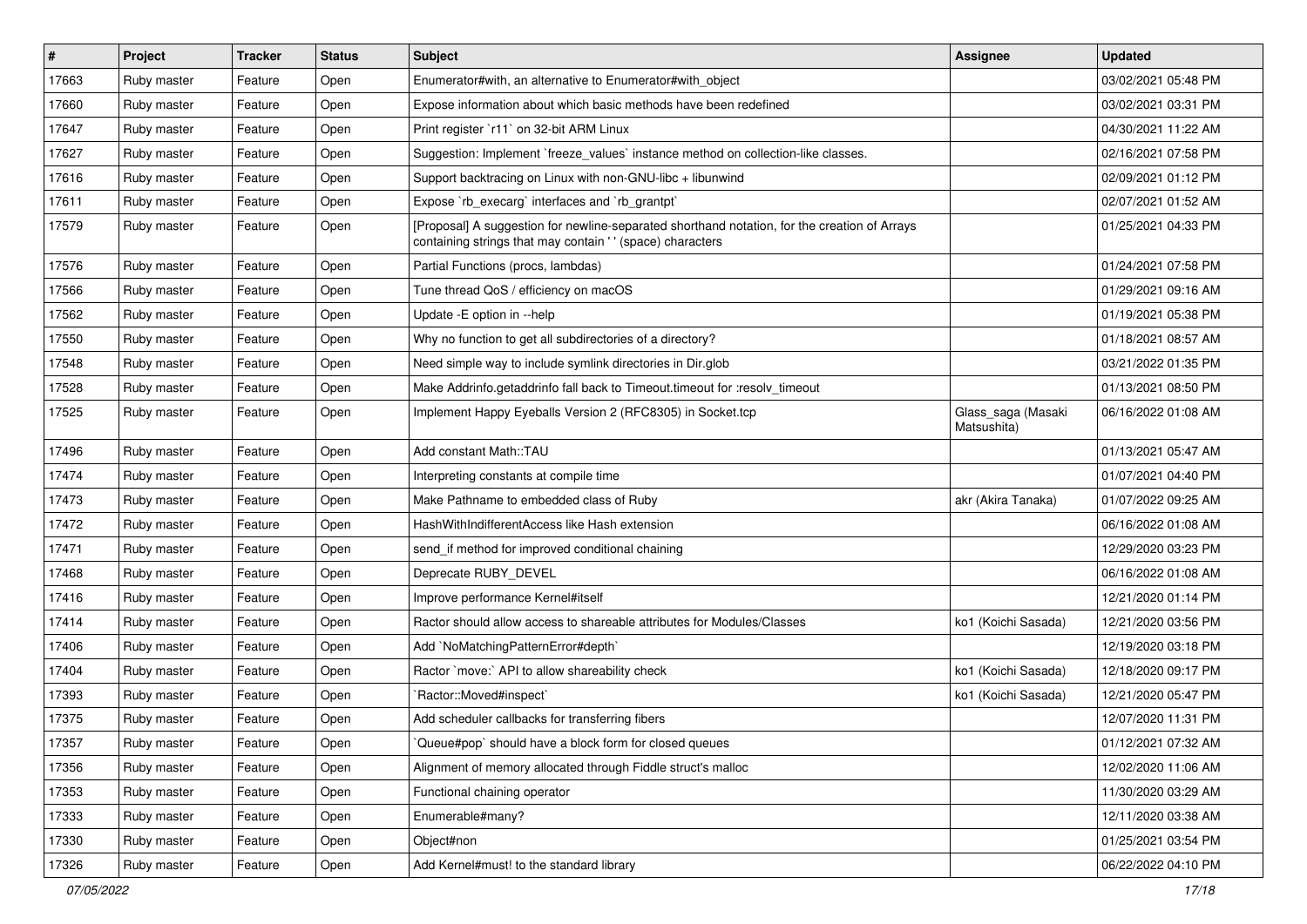| # | Project | Tracker | Status | Subject | Assignee | Updated |
|---|---|---|---|---|---|---|
| 17663 | Ruby master | Feature | Open | Enumerator#with, an alternative to Enumerator#with_object | | 03/02/2021 05:48 PM |
| 17660 | Ruby master | Feature | Open | Expose information about which basic methods have been redefined | | 03/02/2021 03:31 PM |
| 17647 | Ruby master | Feature | Open | Print register `r11` on 32-bit ARM Linux | | 04/30/2021 11:22 AM |
| 17627 | Ruby master | Feature | Open | Suggestion: Implement `freeze_values` instance method on collection-like classes. | | 02/16/2021 07:58 PM |
| 17616 | Ruby master | Feature | Open | Support backtracing on Linux with non-GNU-libc + libunwind | | 02/09/2021 01:12 PM |
| 17611 | Ruby master | Feature | Open | Expose `rb_execarg` interfaces and `rb_grantpt` | | 02/07/2021 01:52 AM |
| 17579 | Ruby master | Feature | Open | [Proposal] A suggestion for newline-separated shorthand notation, for the creation of Arrays containing strings that may contain ' ' (space) characters | | 01/25/2021 04:33 PM |
| 17576 | Ruby master | Feature | Open | Partial Functions (procs, lambdas) | | 01/24/2021 07:58 PM |
| 17566 | Ruby master | Feature | Open | Tune thread QoS / efficiency on macOS | | 01/29/2021 09:16 AM |
| 17562 | Ruby master | Feature | Open | Update -E option in --help | | 01/19/2021 05:38 PM |
| 17550 | Ruby master | Feature | Open | Why no function to get all subdirectories of a directory? | | 01/18/2021 08:57 AM |
| 17548 | Ruby master | Feature | Open | Need simple way to include symlink directories in Dir.glob | | 03/21/2022 01:35 PM |
| 17528 | Ruby master | Feature | Open | Make Addrinfo.getaddrinfo fall back to Timeout.timeout for :resolv_timeout | | 01/13/2021 08:50 PM |
| 17525 | Ruby master | Feature | Open | Implement Happy Eyeballs Version 2 (RFC8305) in Socket.tcp | Glass_saga (Masaki Matsushita) | 06/16/2022 01:08 AM |
| 17496 | Ruby master | Feature | Open | Add constant Math::TAU | | 01/13/2021 05:47 AM |
| 17474 | Ruby master | Feature | Open | Interpreting constants at compile time | | 01/07/2021 04:40 PM |
| 17473 | Ruby master | Feature | Open | Make Pathname to embedded class of Ruby | akr (Akira Tanaka) | 01/07/2022 09:25 AM |
| 17472 | Ruby master | Feature | Open | HashWithIndifferentAccess like Hash extension | | 06/16/2022 01:08 AM |
| 17471 | Ruby master | Feature | Open | send_if method for improved conditional chaining | | 12/29/2020 03:23 PM |
| 17468 | Ruby master | Feature | Open | Deprecate RUBY_DEVEL | | 06/16/2022 01:08 AM |
| 17416 | Ruby master | Feature | Open | Improve performance Kernel#itself | | 12/21/2020 01:14 PM |
| 17414 | Ruby master | Feature | Open | Ractor should allow access to shareable attributes for Modules/Classes | ko1 (Koichi Sasada) | 12/21/2020 03:56 PM |
| 17406 | Ruby master | Feature | Open | Add `NoMatchingPatternError#depth` | | 12/19/2020 03:18 PM |
| 17404 | Ruby master | Feature | Open | Ractor `move:` API to allow shareability check | ko1 (Koichi Sasada) | 12/18/2020 09:17 PM |
| 17393 | Ruby master | Feature | Open | `Ractor::Moved#inspect` | ko1 (Koichi Sasada) | 12/21/2020 05:47 PM |
| 17375 | Ruby master | Feature | Open | Add scheduler callbacks for transferring fibers | | 12/07/2020 11:31 PM |
| 17357 | Ruby master | Feature | Open | `Queue#pop` should have a block form for closed queues | | 01/12/2021 07:32 AM |
| 17356 | Ruby master | Feature | Open | Alignment of memory allocated through Fiddle struct's malloc | | 12/02/2020 11:06 AM |
| 17353 | Ruby master | Feature | Open | Functional chaining operator | | 11/30/2020 03:29 AM |
| 17333 | Ruby master | Feature | Open | Enumerable#many? | | 12/11/2020 03:38 AM |
| 17330 | Ruby master | Feature | Open | Object#non | | 01/25/2021 03:54 PM |
| 17326 | Ruby master | Feature | Open | Add Kernel#must! to the standard library | | 06/22/2022 04:10 PM |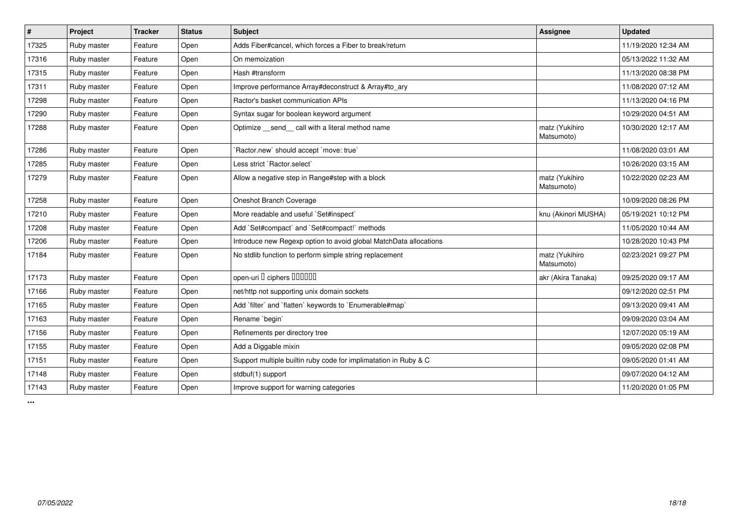| # | Project | Tracker | Status | Subject | Assignee | Updated |
|---|---|---|---|---|---|---|
| 17325 | Ruby master | Feature | Open | Adds Fiber#cancel, which forces a Fiber to break/return | | 11/19/2020 12:34 AM |
| 17316 | Ruby master | Feature | Open | On memoization | | 05/13/2022 11:32 AM |
| 17315 | Ruby master | Feature | Open | Hash #transform | | 11/13/2020 08:38 PM |
| 17311 | Ruby master | Feature | Open | Improve performance Array#deconstruct & Array#to_ary | | 11/08/2020 07:12 AM |
| 17298 | Ruby master | Feature | Open | Ractor's basket communication APIs | | 11/13/2020 04:16 PM |
| 17290 | Ruby master | Feature | Open | Syntax sugar for boolean keyword argument | | 10/29/2020 04:51 AM |
| 17288 | Ruby master | Feature | Open | Optimize __send__ call with a literal method name | matz (Yukihiro Matsumoto) | 10/30/2020 12:17 AM |
| 17286 | Ruby master | Feature | Open | `Ractor.new` should accept `move: true` | | 11/08/2020 03:01 AM |
| 17285 | Ruby master | Feature | Open | Less strict `Ractor.select` | | 10/26/2020 03:15 AM |
| 17279 | Ruby master | Feature | Open | Allow a negative step in Range#step with a block | matz (Yukihiro Matsumoto) | 10/22/2020 02:23 AM |
| 17258 | Ruby master | Feature | Open | Oneshot Branch Coverage | | 10/09/2020 08:26 PM |
| 17210 | Ruby master | Feature | Open | More readable and useful `Set#inspect` | knu (Akinori MUSHA) | 05/19/2021 10:12 PM |
| 17208 | Ruby master | Feature | Open | Add `Set#compact` and `Set#compact!` methods | | 11/05/2020 10:44 AM |
| 17206 | Ruby master | Feature | Open | Introduce new Regexp option to avoid global MatchData allocations | | 10/28/2020 10:43 PM |
| 17184 | Ruby master | Feature | Open | No stdlib function to perform simple string replacement | matz (Yukihiro Matsumoto) | 02/23/2021 09:27 PM |
| 17173 | Ruby master | Feature | Open | open-uri ▯ ciphers ▯▯▯▯▯▯ | akr (Akira Tanaka) | 09/25/2020 09:17 AM |
| 17166 | Ruby master | Feature | Open | net/http not supporting unix domain sockets | | 09/12/2020 02:51 PM |
| 17165 | Ruby master | Feature | Open | Add `filter` and `flatten` keywords to `Enumerable#map` | | 09/13/2020 09:41 AM |
| 17163 | Ruby master | Feature | Open | Rename `begin` | | 09/09/2020 03:04 AM |
| 17156 | Ruby master | Feature | Open | Refinements per directory tree | | 12/07/2020 05:19 AM |
| 17155 | Ruby master | Feature | Open | Add a Diggable mixin | | 09/05/2020 02:08 PM |
| 17151 | Ruby master | Feature | Open | Support multiple builtin ruby code for implimatation in Ruby & C | | 09/05/2020 01:41 AM |
| 17148 | Ruby master | Feature | Open | stdbuf(1) support | | 09/07/2020 04:12 AM |
| 17143 | Ruby master | Feature | Open | Improve support for warning categories | | 11/20/2020 01:05 PM |

...